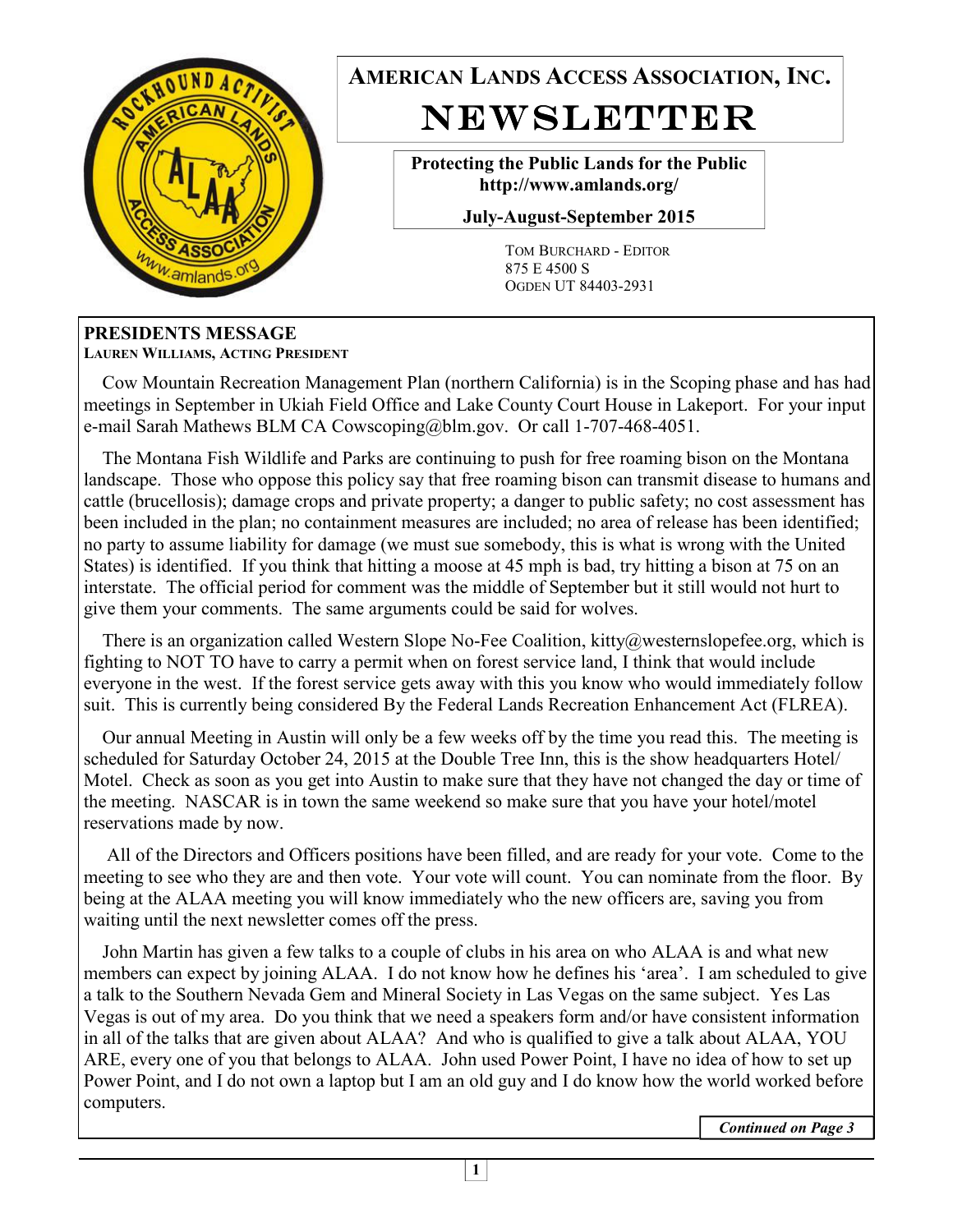# AMERICAN LANDS ACCESS ASSOCIATION, INC.

# NEWSLETTER

**Protecting the Public Lands for the Public**
**http://www.amlands.org/**

**July-August-September 2015**

TOM BURCHARD - EDITOR
875 E 4500 S
OGDEN UT 84403-2931

## PRESIDENTS MESSAGE

**LAUREN WILLIAMS, ACTING PRESIDENT**

Cow Mountain Recreation Management Plan (northern California) is in the Scoping phase and has had meetings in September in Ukiah Field Office and Lake County Court House in Lakeport. For your input e-mail Sarah Mathews BLM CA Cowscoping@blm.gov. Or call 1-707-468-4051.

The Montana Fish Wildlife and Parks are continuing to push for free roaming bison on the Montana landscape. Those who oppose this policy say that free roaming bison can transmit disease to humans and cattle (brucellosis); damage crops and private property; a danger to public safety; no cost assessment has been included in the plan; no containment measures are included; no area of release has been identified; no party to assume liability for damage (we must sue somebody, this is what is wrong with the United States) is identified. If you think that hitting a moose at 45 mph is bad, try hitting a bison at 75 on an interstate. The official period for comment was the middle of September but it still would not hurt to give them your comments. The same arguments could be said for wolves.

There is an organization called Western Slope No-Fee Coalition, kitty@westernslopefee.org, which is fighting to NOT TO have to carry a permit when on forest service land, I think that would include everyone in the west. If the forest service gets away with this you know who would immediately follow suit. This is currently being considered By the Federal Lands Recreation Enhancement Act (FLREA).

Our annual Meeting in Austin will only be a few weeks off by the time you read this. The meeting is scheduled for Saturday October 24, 2015 at the Double Tree Inn, this is the show headquarters Hotel/Motel. Check as soon as you get into Austin to make sure that they have not changed the day or time of the meeting. NASCAR is in town the same weekend so make sure that you have your hotel/motel reservations made by now.

All of the Directors and Officers positions have been filled, and are ready for your vote. Come to the meeting to see who they are and then vote. Your vote will count. You can nominate from the floor. By being at the ALAA meeting you will know immediately who the new officers are, saving you from waiting until the next newsletter comes off the press.

John Martin has given a few talks to a couple of clubs in his area on who ALAA is and what new members can expect by joining ALAA. I do not know how he defines his 'area'. I am scheduled to give a talk to the Southern Nevada Gem and Mineral Society in Las Vegas on the same subject. Yes Las Vegas is out of my area. Do you think that we need a speakers form and/or have consistent information in all of the talks that are given about ALAA? And who is qualified to give a talk about ALAA, YOU ARE, every one of you that belongs to ALAA. John used Power Point, I have no idea of how to set up Power Point, and I do not own a laptop but I am an old guy and I do know how the world worked before computers.

***Continued on Page 3***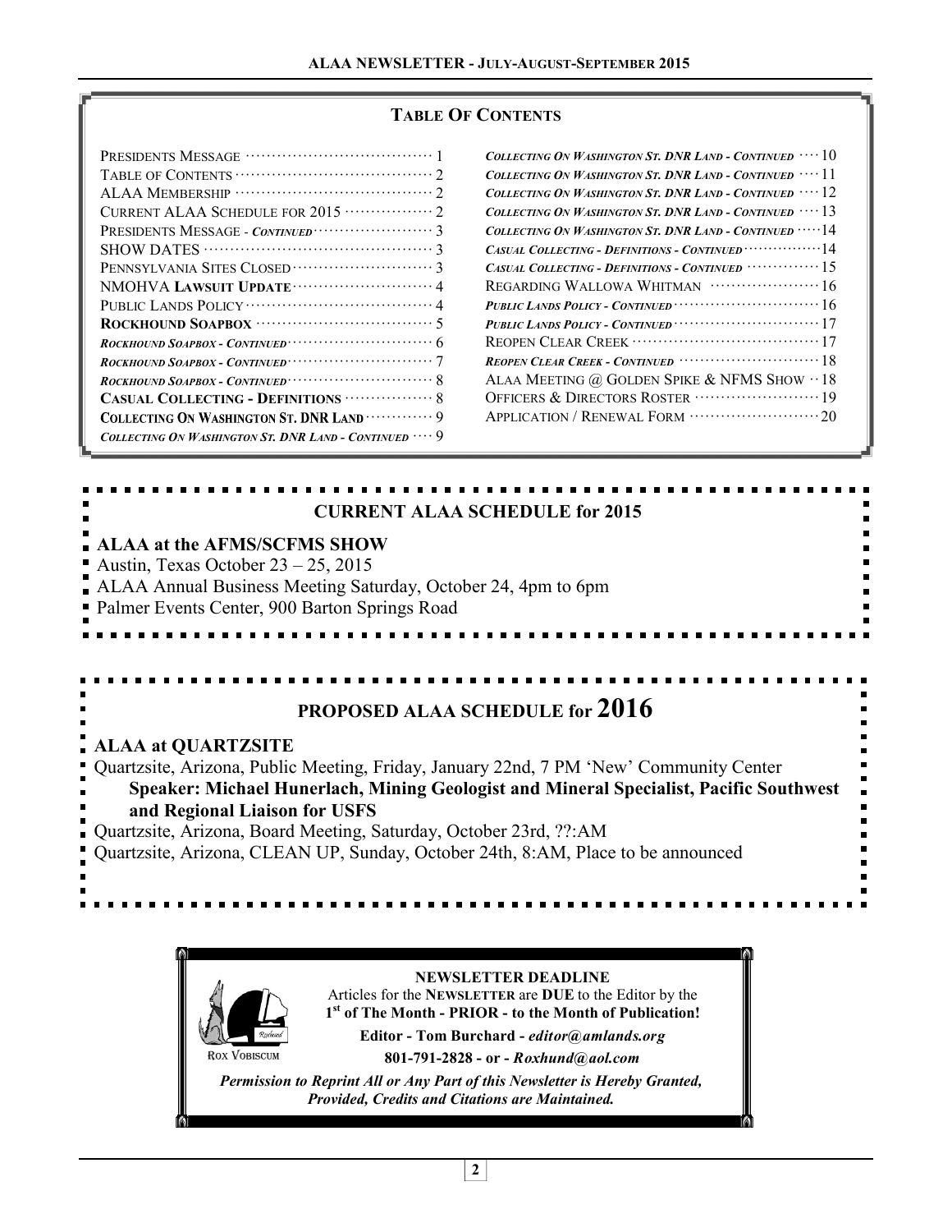## TABLE OF CONTENTS

| Section | Page |
|---|---|
| PRESIDENTS MESSAGE | 1 |
| TABLE OF CONTENTS | 2 |
| ALAA MEMBERSHIP | 2 |
| CURRENT ALAA SCHEDULE FOR 2015 | 2 |
| PRESIDENTS MESSAGE - *CONTINUED* | 3 |
| SHOW DATES | 3 |
| PENNSYLVANIA SITES CLOSED | 3 |
| NMOHVA **LAWSUIT UPDATE** | 4 |
| PUBLIC LANDS POLICY | 4 |
| **ROCKHOUND SOAPBOX** | 5 |
| *ROCKHOUND SOAPBOX - CONTINUED* | 6 |
| *ROCKHOUND SOAPBOX - CONTINUED* | 7 |
| *ROCKHOUND SOAPBOX - CONTINUED* | 8 |
| **CASUAL COLLECTING - DEFINITIONS** | 8 |
| **COLLECTING ON WASHINGTON ST. DNR LAND** | 9 |
| *COLLECTING ON WASHINGTON ST. DNR LAND - CONTINUED* | 9 |
| *COLLECTING ON WASHINGTON ST. DNR LAND - CONTINUED* | 10 |
| *COLLECTING ON WASHINGTON ST. DNR LAND - CONTINUED* | 11 |
| *COLLECTING ON WASHINGTON ST. DNR LAND - CONTINUED* | 12 |
| *COLLECTING ON WASHINGTON ST. DNR LAND - CONTINUED* | 13 |
| *COLLECTING ON WASHINGTON ST. DNR LAND - CONTINUED* | 14 |
| *CASUAL COLLECTING - DEFINITIONS - CONTINUED* | 14 |
| *CASUAL COLLECTING - DEFINITIONS - CONTINUED* | 15 |
| REGARDING WALLOWA WHITMAN | 16 |
| *PUBLIC LANDS POLICY - CONTINUED* | 16 |
| *PUBLIC LANDS POLICY - CONTINUED* | 17 |
| REOPEN CLEAR CREEK | 17 |
| *REOPEN CLEAR CREEK - CONTINUED* | 18 |
| ALAA MEETING @ GOLDEN SPIKE & NFMS SHOW | 18 |
| OFFICERS & DIRECTORS ROSTER | 19 |
| APPLICATION / RENEWAL FORM | 20 |

## CURRENT ALAA SCHEDULE for 2015

**ALAA at the AFMS/SCFMS SHOW**

Austin, Texas October 23 – 25, 2015

ALAA Annual Business Meeting Saturday, October 24, 4pm to 6pm

Palmer Events Center, 900 Barton Springs Road

## PROPOSED ALAA SCHEDULE for 2016

**ALAA at QUARTZSITE**

Quartzsite, Arizona, Public Meeting, Friday, January 22nd, 7 PM 'New' Community Center

**Speaker: Michael Hunerlach, Mining Geologist and Mineral Specialist, Pacific Southwest and Regional Liaison for USFS**

Quartzsite, Arizona, Board Meeting, Saturday, October 23rd, ??:AM

Quartzsite, Arizona, CLEAN UP, Sunday, October 24th, 8:AM, Place to be announced

ROX VOBISCUM

**NEWSLETTER DEADLINE**

Articles for the **NEWSLETTER** are **DUE** to the Editor by the **1st of The Month - PRIOR - to the Month of Publication!**

**Editor - Tom Burchard -** ***editor@amlands.org***

**801-791-2828 - or -** ***Roxhund@aol.com***

***Permission to Reprint All or Any Part of this Newsletter is Hereby Granted, Provided, Credits and Citations are Maintained.***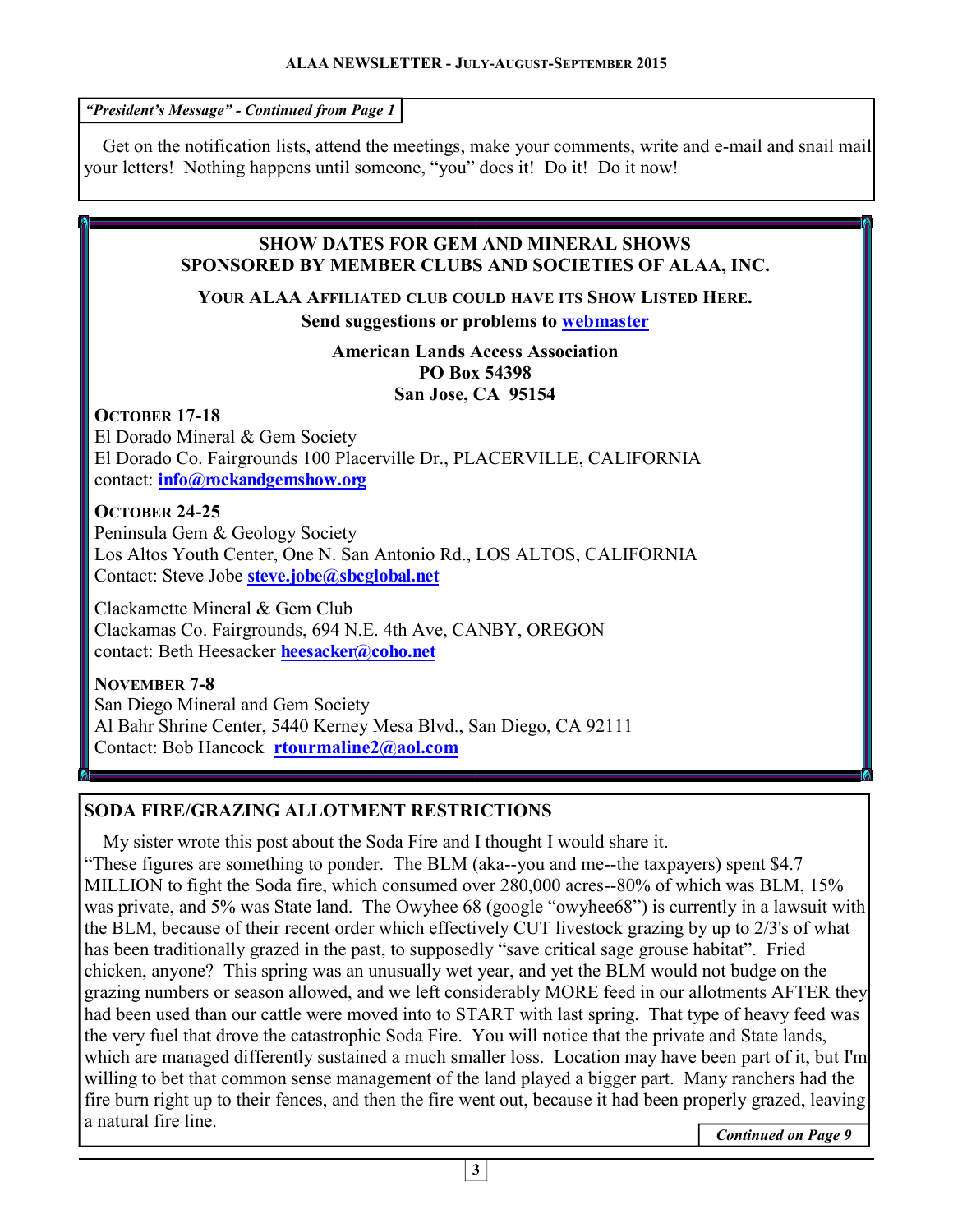*"President's Message" - Continued from Page 1*

Get on the notification lists, attend the meetings, make your comments, write and e-mail and snail mail your letters! Nothing happens until someone, "you" does it! Do it! Do it now!

## SHOW DATES FOR GEM AND MINERAL SHOWS SPONSORED BY MEMBER CLUBS AND SOCIETIES OF ALAA, INC.

**YOUR ALAA AFFILIATED CLUB COULD HAVE ITS SHOW LISTED HERE.**
**Send suggestions or problems to webmaster**

**American Lands Access Association**
**PO Box 54398**
**San Jose, CA 95154**

**OCTOBER 17-18**
El Dorado Mineral & Gem Society
El Dorado Co. Fairgrounds 100 Placerville Dr., PLACERVILLE, CALIFORNIA
contact: **info@rockandgemshow.org**

**OCTOBER 24-25**
Peninsula Gem & Geology Society
Los Altos Youth Center, One N. San Antonio Rd., LOS ALTOS, CALIFORNIA
Contact: Steve Jobe **steve.jobe@sbcglobal.net**

Clackamette Mineral & Gem Club
Clackamas Co. Fairgrounds, 694 N.E. 4th Ave, CANBY, OREGON
contact: Beth Heesacker **heesacker@coho.net**

**NOVEMBER 7-8**
San Diego Mineral and Gem Society
Al Bahr Shrine Center, 5440 Kerney Mesa Blvd., San Diego, CA 92111
Contact: Bob Hancock **rtourmaline2@aol.com**

## SODA FIRE/GRAZING ALLOTMENT RESTRICTIONS

My sister wrote this post about the Soda Fire and I thought I would share it.
"These figures are something to ponder. The BLM (aka--you and me--the taxpayers) spent $4.7 MILLION to fight the Soda fire, which consumed over 280,000 acres--80% of which was BLM, 15% was private, and 5% was State land. The Owyhee 68 (google "owyhee68") is currently in a lawsuit with the BLM, because of their recent order which effectively CUT livestock grazing by up to 2/3's of what has been traditionally grazed in the past, to supposedly "save critical sage grouse habitat". Fried chicken, anyone? This spring was an unusually wet year, and yet the BLM would not budge on the grazing numbers or season allowed, and we left considerably MORE feed in our allotments AFTER they had been used than our cattle were moved into to START with last spring. That type of heavy feed was the very fuel that drove the catastrophic Soda Fire. You will notice that the private and State lands, which are managed differently sustained a much smaller loss. Location may have been part of it, but I'm willing to bet that common sense management of the land played a bigger part. Many ranchers had the fire burn right up to their fences, and then the fire went out, because it had been properly grazed, leaving a natural fire line.

*Continued on Page 9*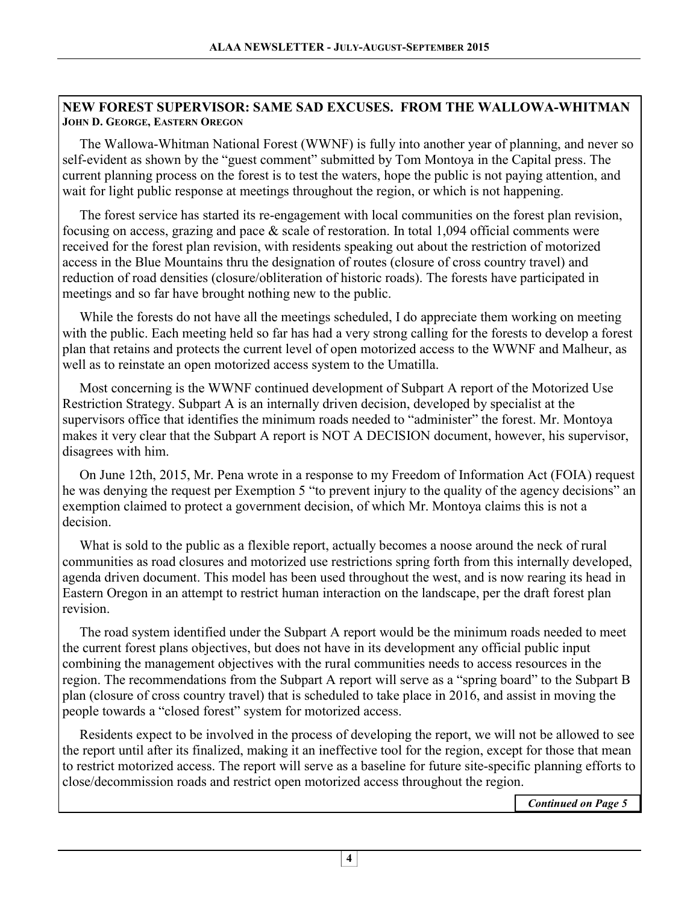## NEW FOREST SUPERVISOR: SAME SAD EXCUSES. FROM THE WALLOWA-WHITMAN

**JOHN D. GEORGE, EASTERN OREGON**

The Wallowa-Whitman National Forest (WWNF) is fully into another year of planning, and never so self-evident as shown by the "guest comment" submitted by Tom Montoya in the Capital press. The current planning process on the forest is to test the waters, hope the public is not paying attention, and wait for light public response at meetings throughout the region, or which is not happening.

The forest service has started its re-engagement with local communities on the forest plan revision, focusing on access, grazing and pace & scale of restoration. In total 1,094 official comments were received for the forest plan revision, with residents speaking out about the restriction of motorized access in the Blue Mountains thru the designation of routes (closure of cross country travel) and reduction of road densities (closure/obliteration of historic roads). The forests have participated in meetings and so far have brought nothing new to the public.

While the forests do not have all the meetings scheduled, I do appreciate them working on meeting with the public. Each meeting held so far has had a very strong calling for the forests to develop a forest plan that retains and protects the current level of open motorized access to the WWNF and Malheur, as well as to reinstate an open motorized access system to the Umatilla.

Most concerning is the WWNF continued development of Subpart A report of the Motorized Use Restriction Strategy. Subpart A is an internally driven decision, developed by specialist at the supervisors office that identifies the minimum roads needed to "administer" the forest. Mr. Montoya makes it very clear that the Subpart A report is NOT A DECISION document, however, his supervisor, disagrees with him.

On June 12th, 2015, Mr. Pena wrote in a response to my Freedom of Information Act (FOIA) request he was denying the request per Exemption 5 "to prevent injury to the quality of the agency decisions" an exemption claimed to protect a government decision, of which Mr. Montoya claims this is not a decision.

What is sold to the public as a flexible report, actually becomes a noose around the neck of rural communities as road closures and motorized use restrictions spring forth from this internally developed, agenda driven document. This model has been used throughout the west, and is now rearing its head in Eastern Oregon in an attempt to restrict human interaction on the landscape, per the draft forest plan revision.

The road system identified under the Subpart A report would be the minimum roads needed to meet the current forest plans objectives, but does not have in its development any official public input combining the management objectives with the rural communities needs to access resources in the region. The recommendations from the Subpart A report will serve as a "spring board" to the Subpart B plan (closure of cross country travel) that is scheduled to take place in 2016, and assist in moving the people towards a "closed forest" system for motorized access.

Residents expect to be involved in the process of developing the report, we will not be allowed to see the report until after its finalized, making it an ineffective tool for the region, except for those that mean to restrict motorized access. The report will serve as a baseline for future site-specific planning efforts to close/decommission roads and restrict open motorized access throughout the region.

***Continued on Page 5***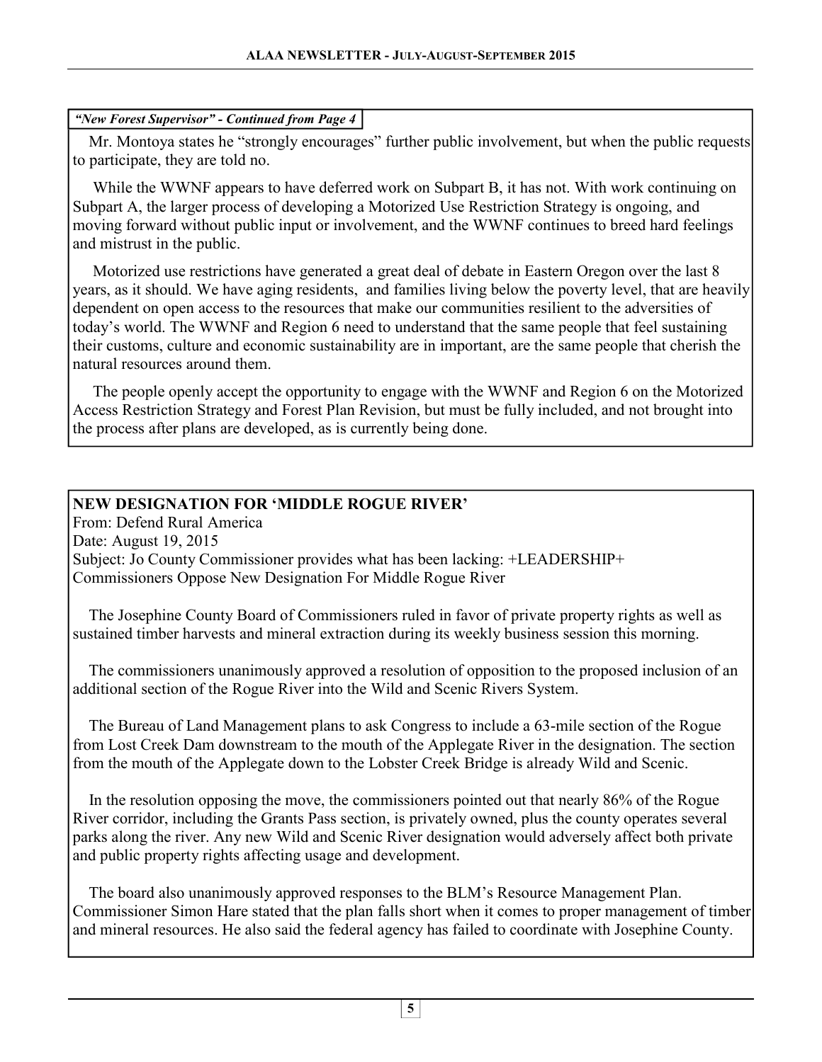*"New Forest Supervisor" - Continued from Page 4*

Mr. Montoya states he "strongly encourages" further public involvement, but when the public requests to participate, they are told no.

While the WWNF appears to have deferred work on Subpart B, it has not. With work continuing on Subpart A, the larger process of developing a Motorized Use Restriction Strategy is ongoing, and moving forward without public input or involvement, and the WWNF continues to breed hard feelings and mistrust in the public.

Motorized use restrictions have generated a great deal of debate in Eastern Oregon over the last 8 years, as it should. We have aging residents, and families living below the poverty level, that are heavily dependent on open access to the resources that make our communities resilient to the adversities of today's world. The WWNF and Region 6 need to understand that the same people that feel sustaining their customs, culture and economic sustainability are in important, are the same people that cherish the natural resources around them.

The people openly accept the opportunity to engage with the WWNF and Region 6 on the Motorized Access Restriction Strategy and Forest Plan Revision, but must be fully included, and not brought into the process after plans are developed, as is currently being done.

## NEW DESIGNATION FOR 'MIDDLE ROGUE RIVER'

From: Defend Rural America
Date: August 19, 2015
Subject: Jo County Commissioner provides what has been lacking: +LEADERSHIP+
Commissioners Oppose New Designation For Middle Rogue River

The Josephine County Board of Commissioners ruled in favor of private property rights as well as sustained timber harvests and mineral extraction during its weekly business session this morning.

The commissioners unanimously approved a resolution of opposition to the proposed inclusion of an additional section of the Rogue River into the Wild and Scenic Rivers System.

The Bureau of Land Management plans to ask Congress to include a 63-mile section of the Rogue from Lost Creek Dam downstream to the mouth of the Applegate River in the designation. The section from the mouth of the Applegate down to the Lobster Creek Bridge is already Wild and Scenic.

In the resolution opposing the move, the commissioners pointed out that nearly 86% of the Rogue River corridor, including the Grants Pass section, is privately owned, plus the county operates several parks along the river. Any new Wild and Scenic River designation would adversely affect both private and public property rights affecting usage and development.

The board also unanimously approved responses to the BLM's Resource Management Plan. Commissioner Simon Hare stated that the plan falls short when it comes to proper management of timber and mineral resources. He also said the federal agency has failed to coordinate with Josephine County.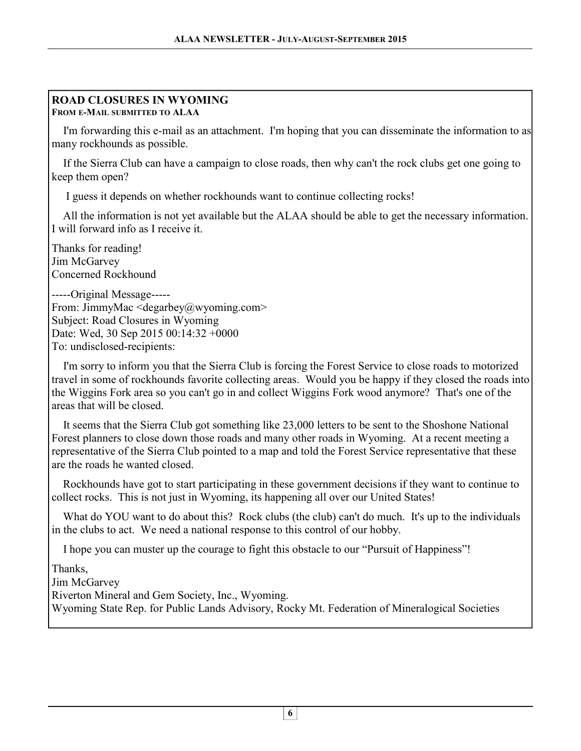## ROAD CLOSURES IN WYOMING

**FROM E-MAIL SUBMITTED TO ALAA**

I'm forwarding this e-mail as an attachment. I'm hoping that you can disseminate the information to as many rockhounds as possible.

If the Sierra Club can have a campaign to close roads, then why can't the rock clubs get one going to keep them open?

I guess it depends on whether rockhounds want to continue collecting rocks!

All the information is not yet available but the ALAA should be able to get the necessary information. I will forward info as I receive it.

Thanks for reading!
Jim McGarvey
Concerned Rockhound

-----Original Message-----
From: JimmyMac <degarbey@wyoming.com>
Subject: Road Closures in Wyoming
Date: Wed, 30 Sep 2015 00:14:32 +0000
To: undisclosed-recipients:

I'm sorry to inform you that the Sierra Club is forcing the Forest Service to close roads to motorized travel in some of rockhounds favorite collecting areas. Would you be happy if they closed the roads into the Wiggins Fork area so you can't go in and collect Wiggins Fork wood anymore? That's one of the areas that will be closed.

It seems that the Sierra Club got something like 23,000 letters to be sent to the Shoshone National Forest planners to close down those roads and many other roads in Wyoming. At a recent meeting a representative of the Sierra Club pointed to a map and told the Forest Service representative that these are the roads he wanted closed.

Rockhounds have got to start participating in these government decisions if they want to continue to collect rocks. This is not just in Wyoming, its happening all over our United States!

What do YOU want to do about this? Rock clubs (the club) can't do much. It's up to the individuals in the clubs to act. We need a national response to this control of our hobby.

I hope you can muster up the courage to fight this obstacle to our "Pursuit of Happiness"!

Thanks,
Jim McGarvey
Riverton Mineral and Gem Society, Inc., Wyoming.
Wyoming State Rep. for Public Lands Advisory, Rocky Mt. Federation of Mineralogical Societies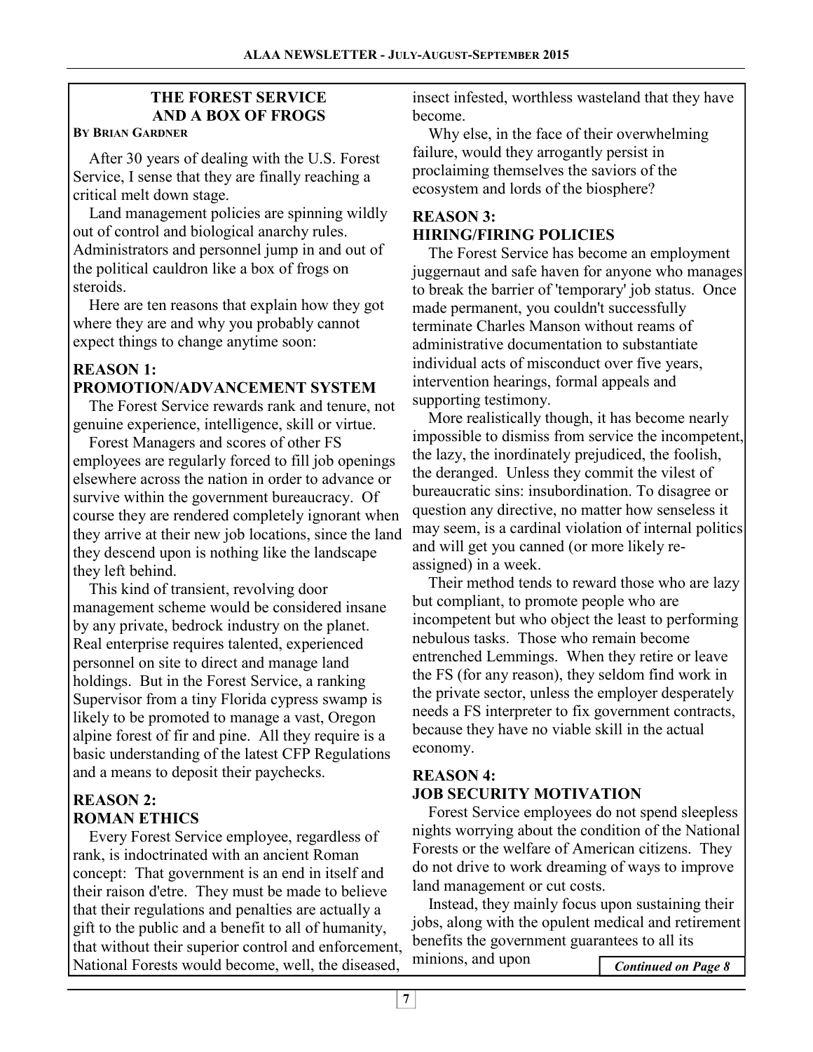## THE FOREST SERVICE AND A BOX OF FROGS

**BY BRIAN GARDNER**

After 30 years of dealing with the U.S. Forest Service, I sense that they are finally reaching a critical melt down stage.

Land management policies are spinning wildly out of control and biological anarchy rules. Administrators and personnel jump in and out of the political cauldron like a box of frogs on steroids.

Here are ten reasons that explain how they got where they are and why you probably cannot expect things to change anytime soon:

### REASON 1: PROMOTION/ADVANCEMENT SYSTEM

The Forest Service rewards rank and tenure, not genuine experience, intelligence, skill or virtue.

Forest Managers and scores of other FS employees are regularly forced to fill job openings elsewhere across the nation in order to advance or survive within the government bureaucracy. Of course they are rendered completely ignorant when they arrive at their new job locations, since the land they descend upon is nothing like the landscape they left behind.

This kind of transient, revolving door management scheme would be considered insane by any private, bedrock industry on the planet. Real enterprise requires talented, experienced personnel on site to direct and manage land holdings. But in the Forest Service, a ranking Supervisor from a tiny Florida cypress swamp is likely to be promoted to manage a vast, Oregon alpine forest of fir and pine. All they require is a basic understanding of the latest CFP Regulations and a means to deposit their paychecks.

### REASON 2: ROMAN ETHICS

Every Forest Service employee, regardless of rank, is indoctrinated with an ancient Roman concept: That government is an end in itself and their raison d'etre. They must be made to believe that their regulations and penalties are actually a gift to the public and a benefit to all of humanity, that without their superior control and enforcement, National Forests would become, well, the diseased, insect infested, worthless wasteland that they have become.

Why else, in the face of their overwhelming failure, would they arrogantly persist in proclaiming themselves the saviors of the ecosystem and lords of the biosphere?

### REASON 3: HIRING/FIRING POLICIES

The Forest Service has become an employment juggernaut and safe haven for anyone who manages to break the barrier of 'temporary' job status. Once made permanent, you couldn't successfully terminate Charles Manson without reams of administrative documentation to substantiate individual acts of misconduct over five years, intervention hearings, formal appeals and supporting testimony.

More realistically though, it has become nearly impossible to dismiss from service the incompetent, the lazy, the inordinately prejudiced, the foolish, the deranged. Unless they commit the vilest of bureaucratic sins: insubordination. To disagree or question any directive, no matter how senseless it may seem, is a cardinal violation of internal politics and will get you canned (or more likely re-assigned) in a week.

Their method tends to reward those who are lazy but compliant, to promote people who are incompetent but who object the least to performing nebulous tasks. Those who remain become entrenched Lemmings. When they retire or leave the FS (for any reason), they seldom find work in the private sector, unless the employer desperately needs a FS interpreter to fix government contracts, because they have no viable skill in the actual economy.

### REASON 4: JOB SECURITY MOTIVATION

Forest Service employees do not spend sleepless nights worrying about the condition of the National Forests or the welfare of American citizens. They do not drive to work dreaming of ways to improve land management or cut costs.

Instead, they mainly focus upon sustaining their jobs, along with the opulent medical and retirement benefits the government guarantees to all its minions, and upon

***Continued on Page 8***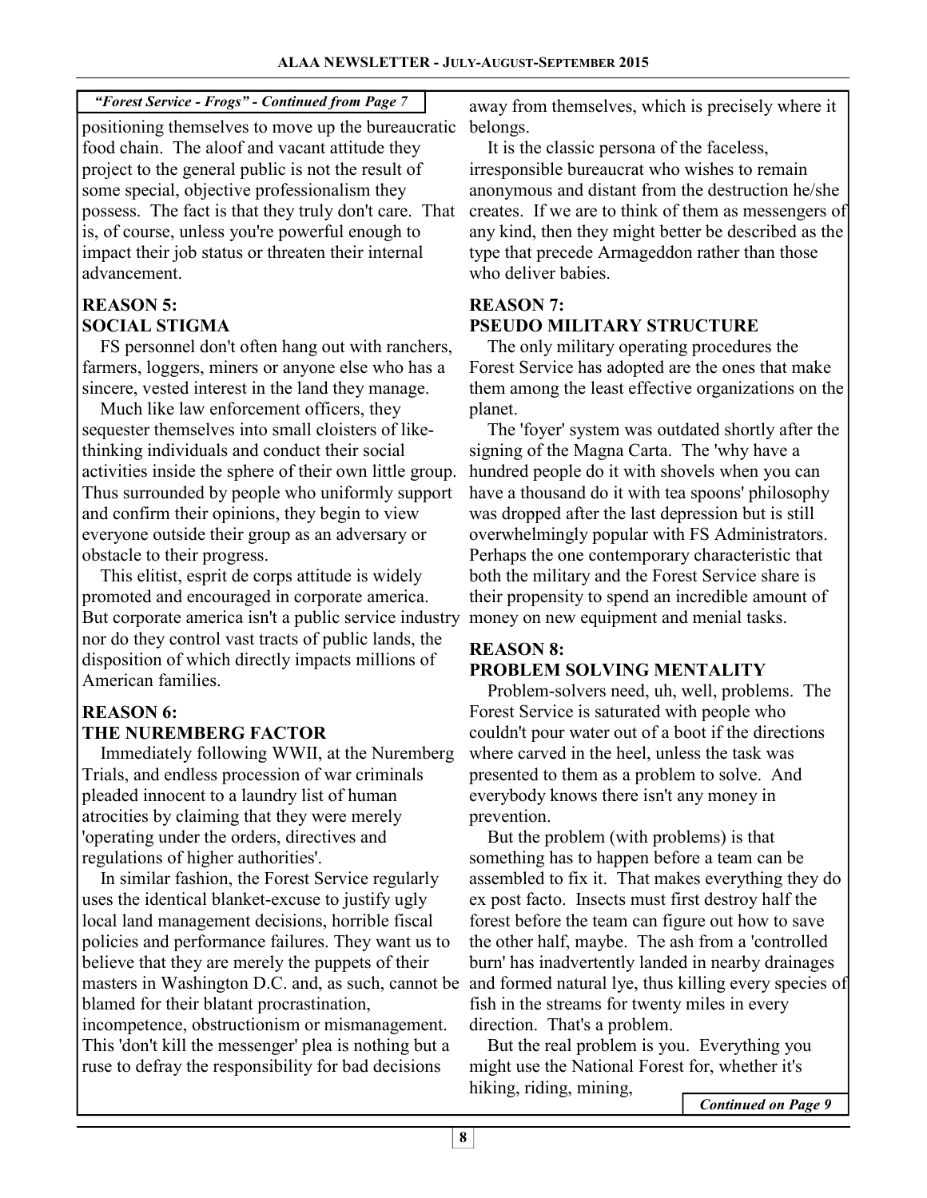*"Forest Service - Frogs" - Continued from Page 7*

positioning themselves to move up the bureaucratic food chain. The aloof and vacant attitude they project to the general public is not the result of some special, objective professionalism they possess. The fact is that they truly don't care. That is, of course, unless you're powerful enough to impact their job status or threaten their internal advancement.

### REASON 5:
### SOCIAL STIGMA

FS personnel don't often hang out with ranchers, farmers, loggers, miners or anyone else who has a sincere, vested interest in the land they manage.

Much like law enforcement officers, they sequester themselves into small cloisters of like-thinking individuals and conduct their social activities inside the sphere of their own little group. Thus surrounded by people who uniformly support and confirm their opinions, they begin to view everyone outside their group as an adversary or obstacle to their progress.

This elitist, esprit de corps attitude is widely promoted and encouraged in corporate america. But corporate america isn't a public service industry nor do they control vast tracts of public lands, the disposition of which directly impacts millions of American families.

### REASON 6:
### THE NUREMBERG FACTOR

Immediately following WWII, at the Nuremberg Trials, and endless procession of war criminals pleaded innocent to a laundry list of human atrocities by claiming that they were merely 'operating under the orders, directives and regulations of higher authorities'.

In similar fashion, the Forest Service regularly uses the identical blanket-excuse to justify ugly local land management decisions, horrible fiscal policies and performance failures. They want us to believe that they are merely the puppets of their masters in Washington D.C. and, as such, cannot be blamed for their blatant procrastination, incompetence, obstructionism or mismanagement. This 'don't kill the messenger' plea is nothing but a ruse to defray the responsibility for bad decisions away from themselves, which is precisely where it belongs.

It is the classic persona of the faceless, irresponsible bureaucrat who wishes to remain anonymous and distant from the destruction he/she creates. If we are to think of them as messengers of any kind, then they might better be described as the type that precede Armageddon rather than those who deliver babies.

### REASON 7:
### PSEUDO MILITARY STRUCTURE

The only military operating procedures the Forest Service has adopted are the ones that make them among the least effective organizations on the planet.

The 'foyer' system was outdated shortly after the signing of the Magna Carta. The 'why have a hundred people do it with shovels when you can have a thousand do it with tea spoons' philosophy was dropped after the last depression but is still overwhelmingly popular with FS Administrators. Perhaps the one contemporary characteristic that both the military and the Forest Service share is their propensity to spend an incredible amount of money on new equipment and menial tasks.

### REASON 8:
### PROBLEM SOLVING MENTALITY

Problem-solvers need, uh, well, problems. The Forest Service is saturated with people who couldn't pour water out of a boot if the directions where carved in the heel, unless the task was presented to them as a problem to solve. And everybody knows there isn't any money in prevention.

But the problem (with problems) is that something has to happen before a team can be assembled to fix it. That makes everything they do ex post facto. Insects must first destroy half the forest before the team can figure out how to save the other half, maybe. The ash from a 'controlled burn' has inadvertently landed in nearby drainages and formed natural lye, thus killing every species of fish in the streams for twenty miles in every direction. That's a problem.

But the real problem is you. Everything you might use the National Forest for, whether it's hiking, riding, mining,

*Continued on Page 9*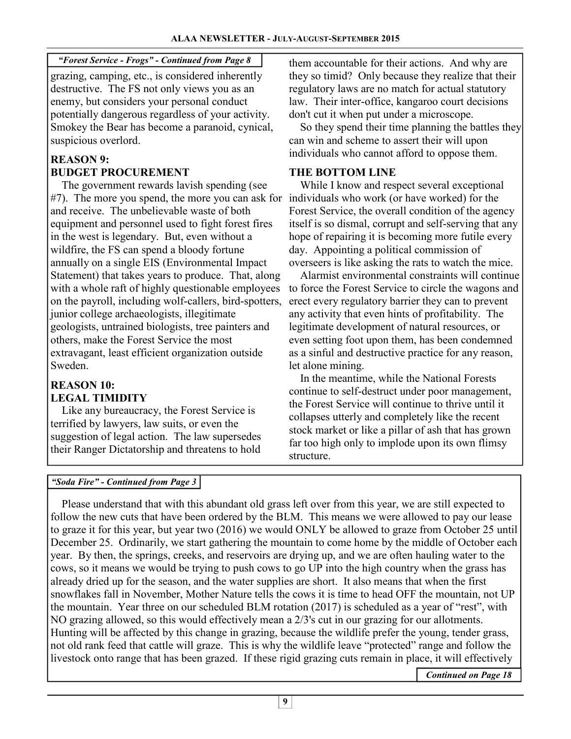*"Forest Service - Frogs" - Continued from Page 8*

grazing, camping, etc., is considered inherently destructive. The FS not only views you as an enemy, but considers your personal conduct potentially dangerous regardless of your activity. Smokey the Bear has become a paranoid, cynical, suspicious overlord.

### REASON 9: BUDGET PROCUREMENT

The government rewards lavish spending (see #7). The more you spend, the more you can ask for and receive. The unbelievable waste of both equipment and personnel used to fight forest fires in the west is legendary. But, even without a wildfire, the FS can spend a bloody fortune annually on a single EIS (Environmental Impact Statement) that takes years to produce. That, along with a whole raft of highly questionable employees on the payroll, including wolf-callers, bird-spotters, junior college archaeologists, illegitimate geologists, untrained biologists, tree painters and others, make the Forest Service the most extravagant, least efficient organization outside Sweden.

### REASON 10: LEGAL TIMIDITY

Like any bureaucracy, the Forest Service is terrified by lawyers, law suits, or even the suggestion of legal action. The law supersedes their Ranger Dictatorship and threatens to hold them accountable for their actions. And why are they so timid? Only because they realize that their regulatory laws are no match for actual statutory law. Their inter-office, kangaroo court decisions don't cut it when put under a microscope.

So they spend their time planning the battles they can win and scheme to assert their will upon individuals who cannot afford to oppose them.

### THE BOTTOM LINE

While I know and respect several exceptional individuals who work (or have worked) for the Forest Service, the overall condition of the agency itself is so dismal, corrupt and self-serving that any hope of repairing it is becoming more futile every day. Appointing a political commission of overseers is like asking the rats to watch the mice.

Alarmist environmental constraints will continue to force the Forest Service to circle the wagons and erect every regulatory barrier they can to prevent any activity that even hints of profitability. The legitimate development of natural resources, or even setting foot upon them, has been condemned as a sinful and destructive practice for any reason, let alone mining.

In the meantime, while the National Forests continue to self-destruct under poor management, the Forest Service will continue to thrive until it collapses utterly and completely like the recent stock market or like a pillar of ash that has grown far too high only to implode upon its own flimsy structure.

---

*"Soda Fire" - Continued from Page 3*

Please understand that with this abundant old grass left over from this year, we are still expected to follow the new cuts that have been ordered by the BLM. This means we were allowed to pay our lease to graze it for this year, but year two (2016) we would ONLY be allowed to graze from October 25 until December 25. Ordinarily, we start gathering the mountain to come home by the middle of October each year. By then, the springs, creeks, and reservoirs are drying up, and we are often hauling water to the cows, so it means we would be trying to push cows to go UP into the high country when the grass has already dried up for the season, and the water supplies are short. It also means that when the first snowflakes fall in November, Mother Nature tells the cows it is time to head OFF the mountain, not UP the mountain. Year three on our scheduled BLM rotation (2017) is scheduled as a year of "rest", with NO grazing allowed, so this would effectively mean a 2/3's cut in our grazing for our allotments. Hunting will be affected by this change in grazing, because the wildlife prefer the young, tender grass, not old rank feed that cattle will graze. This is why the wildlife leave "protected" range and follow the livestock onto range that has been grazed. If these rigid grazing cuts remain in place, it will effectively

*Continued on Page 18*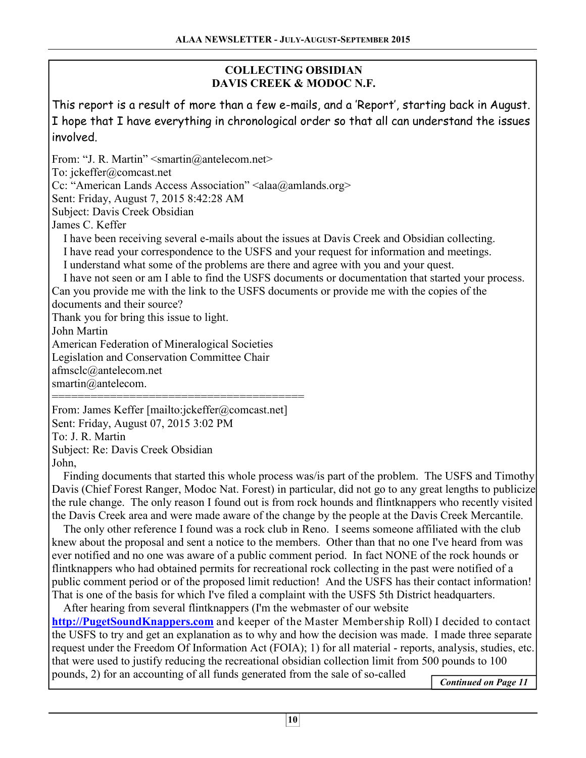## COLLECTING OBSIDIAN
## DAVIS CREEK & MODOC N.F.

This report is a result of more than a few e-mails, and a 'Report', starting back in August. I hope that I have everything in chronological order so that all can understand the issues involved.

From: "J. R. Martin" <smartin@antelecom.net>
To: jckeffer@comcast.net
Cc: "American Lands Access Association" <alaa@amlands.org>
Sent: Friday, August 7, 2015 8:42:28 AM
Subject: Davis Creek Obsidian
James C. Keffer

I have been receiving several e-mails about the issues at Davis Creek and Obsidian collecting.

I have read your correspondence to the USFS and your request for information and meetings.

I understand what some of the problems are there and agree with you and your quest.

I have not seen or am I able to find the USFS documents or documentation that started your process. Can you provide me with the link to the USFS documents or provide me with the copies of the documents and their source?

Thank you for bring this issue to light.
John Martin
American Federation of Mineralogical Societies
Legislation and Conservation Committee Chair
afmsclc@antelecom.net
smartin@antelecom.

=======================================

From: James Keffer [mailto:jckeffer@comcast.net]
Sent: Friday, August 07, 2015 3:02 PM
To: J. R. Martin
Subject: Re: Davis Creek Obsidian
John,

Finding documents that started this whole process was/is part of the problem. The USFS and Timothy Davis (Chief Forest Ranger, Modoc Nat. Forest) in particular, did not go to any great lengths to publicize the rule change. The only reason I found out is from rock hounds and flintknappers who recently visited the Davis Creek area and were made aware of the change by the people at the Davis Creek Mercantile.

The only other reference I found was a rock club in Reno. I seems someone affiliated with the club knew about the proposal and sent a notice to the members. Other than that no one I've heard from was ever notified and no one was aware of a public comment period. In fact NONE of the rock hounds or flintknappers who had obtained permits for recreational rock collecting in the past were notified of a public comment period or of the proposed limit reduction! And the USFS has their contact information! That is one of the basis for which I've filed a complaint with the USFS 5th District headquarters.

After hearing from several flintknappers (I'm the webmaster of our website **http://PugetSoundKnappers.com** and keeper of the Master Membership Roll) I decided to contact the USFS to try and get an explanation as to why and how the decision was made. I made three separate request under the Freedom Of Information Act (FOIA); 1) for all material - reports, analysis, studies, etc. that were used to justify reducing the recreational obsidian collection limit from 500 pounds to 100 pounds, 2) for an accounting of all funds generated from the sale of so-called

***Continued on Page 11***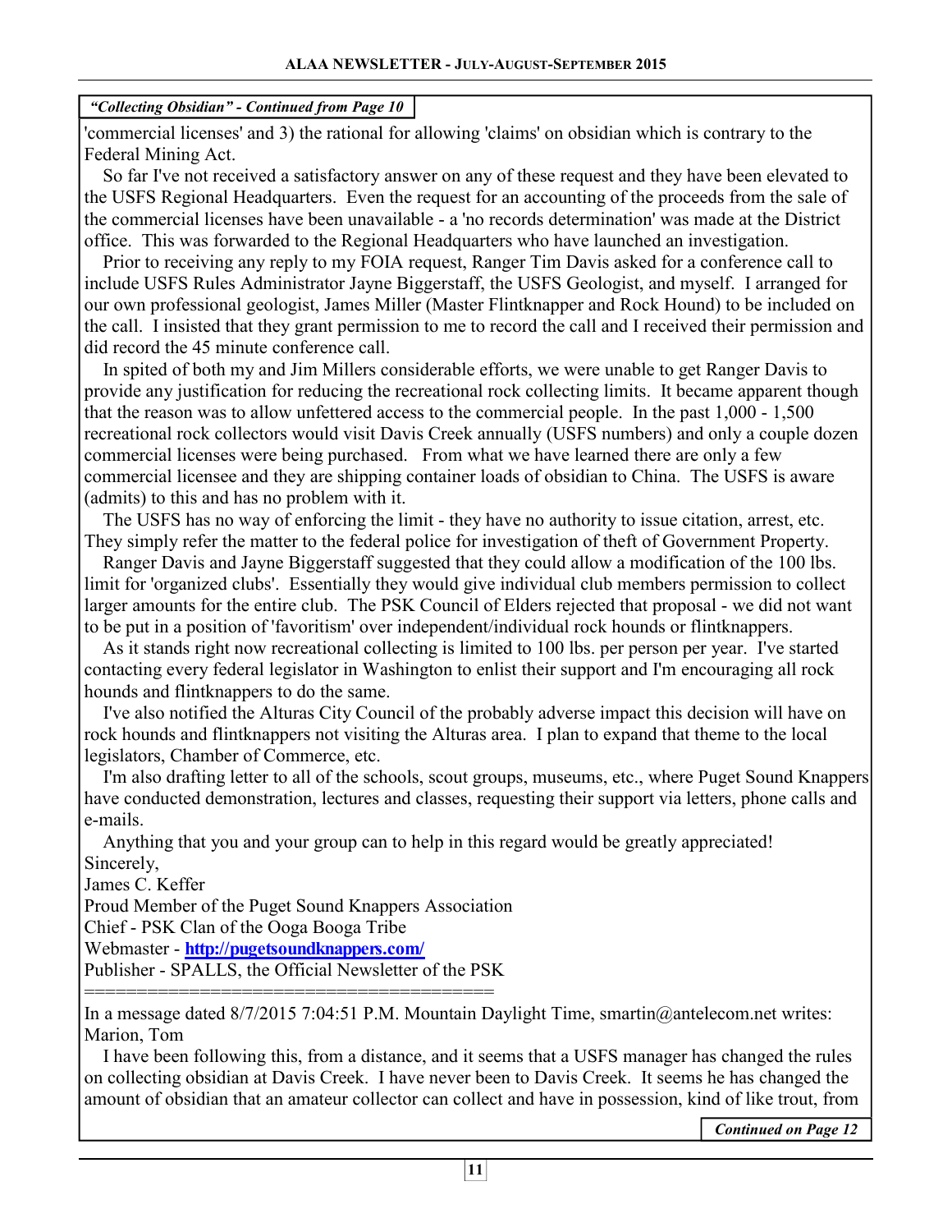*"Collecting Obsidian" - Continued from Page 10*

'commercial licenses' and 3) the rational for allowing 'claims' on obsidian which is contrary to the Federal Mining Act.

So far I've not received a satisfactory answer on any of these request and they have been elevated to the USFS Regional Headquarters. Even the request for an accounting of the proceeds from the sale of the commercial licenses have been unavailable - a 'no records determination' was made at the District office. This was forwarded to the Regional Headquarters who have launched an investigation.

Prior to receiving any reply to my FOIA request, Ranger Tim Davis asked for a conference call to include USFS Rules Administrator Jayne Biggerstaff, the USFS Geologist, and myself. I arranged for our own professional geologist, James Miller (Master Flintknapper and Rock Hound) to be included on the call. I insisted that they grant permission to me to record the call and I received their permission and did record the 45 minute conference call.

In spited of both my and Jim Millers considerable efforts, we were unable to get Ranger Davis to provide any justification for reducing the recreational rock collecting limits. It became apparent though that the reason was to allow unfettered access to the commercial people. In the past 1,000 - 1,500 recreational rock collectors would visit Davis Creek annually (USFS numbers) and only a couple dozen commercial licenses were being purchased. From what we have learned there are only a few commercial licensee and they are shipping container loads of obsidian to China. The USFS is aware (admits) to this and has no problem with it.

The USFS has no way of enforcing the limit - they have no authority to issue citation, arrest, etc. They simply refer the matter to the federal police for investigation of theft of Government Property.

Ranger Davis and Jayne Biggerstaff suggested that they could allow a modification of the 100 lbs. limit for 'organized clubs'. Essentially they would give individual club members permission to collect larger amounts for the entire club. The PSK Council of Elders rejected that proposal - we did not want to be put in a position of 'favoritism' over independent/individual rock hounds or flintknappers.

As it stands right now recreational collecting is limited to 100 lbs. per person per year. I've started contacting every federal legislator in Washington to enlist their support and I'm encouraging all rock hounds and flintknappers to do the same.

I've also notified the Alturas City Council of the probably adverse impact this decision will have on rock hounds and flintknappers not visiting the Alturas area. I plan to expand that theme to the local legislators, Chamber of Commerce, etc.

I'm also drafting letter to all of the schools, scout groups, museums, etc., where Puget Sound Knappers have conducted demonstration, lectures and classes, requesting their support via letters, phone calls and e-mails.

Anything that you and your group can to help in this regard would be greatly appreciated!

Sincerely,  
James C. Keffer  
Proud Member of the Puget Sound Knappers Association  
Chief - PSK Clan of the Ooga Booga Tribe  
Webmaster - [http://pugetsoundknappers.com/](http://pugetsoundknappers.com/)  
Publisher - SPALLS, the Official Newsletter of the PSK

======================================

In a message dated 8/7/2015 7:04:51 P.M. Mountain Daylight Time, smartin@antelecom.net writes:

Marion, Tom

I have been following this, from a distance, and it seems that a USFS manager has changed the rules on collecting obsidian at Davis Creek. I have never been to Davis Creek. It seems he has changed the amount of obsidian that an amateur collector can collect and have in possession, kind of like trout, from

*Continued on Page 12*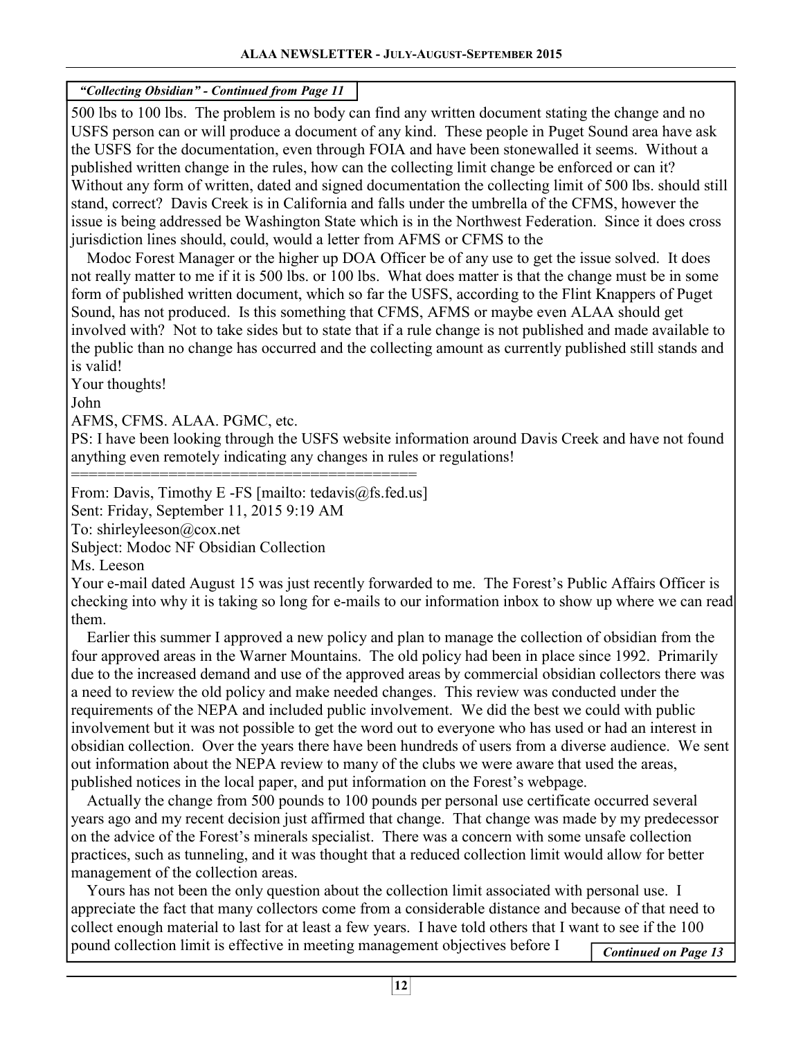*"Collecting Obsidian" - Continued from Page 11*

500 lbs to 100 lbs. The problem is no body can find any written document stating the change and no USFS person can or will produce a document of any kind. These people in Puget Sound area have ask the USFS for the documentation, even through FOIA and have been stonewalled it seems. Without a published written change in the rules, how can the collecting limit change be enforced or can it? Without any form of written, dated and signed documentation the collecting limit of 500 lbs. should still stand, correct? Davis Creek is in California and falls under the umbrella of the CFMS, however the issue is being addressed be Washington State which is in the Northwest Federation. Since it does cross jurisdiction lines should, could, would a letter from AFMS or CFMS to the

Modoc Forest Manager or the higher up DOA Officer be of any use to get the issue solved. It does not really matter to me if it is 500 lbs. or 100 lbs. What does matter is that the change must be in some form of published written document, which so far the USFS, according to the Flint Knappers of Puget Sound, has not produced. Is this something that CFMS, AFMS or maybe even ALAA should get involved with? Not to take sides but to state that if a rule change is not published and made available to the public than no change has occurred and the collecting amount as currently published still stands and is valid!

Your thoughts!

John

AFMS, CFMS. ALAA. PGMC, etc.

PS: I have been looking through the USFS website information around Davis Creek and have not found anything even remotely indicating any changes in rules or regulations!

=========================================

From: Davis, Timothy E -FS [mailto: tedavis@fs.fed.us]

Sent: Friday, September 11, 2015 9:19 AM

To: shirleyleeson@cox.net

Subject: Modoc NF Obsidian Collection

Ms. Leeson

Your e-mail dated August 15 was just recently forwarded to me. The Forest's Public Affairs Officer is checking into why it is taking so long for e-mails to our information inbox to show up where we can read them.

Earlier this summer I approved a new policy and plan to manage the collection of obsidian from the four approved areas in the Warner Mountains. The old policy had been in place since 1992. Primarily due to the increased demand and use of the approved areas by commercial obsidian collectors there was a need to review the old policy and make needed changes. This review was conducted under the requirements of the NEPA and included public involvement. We did the best we could with public involvement but it was not possible to get the word out to everyone who has used or had an interest in obsidian collection. Over the years there have been hundreds of users from a diverse audience. We sent out information about the NEPA review to many of the clubs we were aware that used the areas, published notices in the local paper, and put information on the Forest's webpage.

Actually the change from 500 pounds to 100 pounds per personal use certificate occurred several years ago and my recent decision just affirmed that change. That change was made by my predecessor on the advice of the Forest's minerals specialist. There was a concern with some unsafe collection practices, such as tunneling, and it was thought that a reduced collection limit would allow for better management of the collection areas.

Yours has not been the only question about the collection limit associated with personal use. I appreciate the fact that many collectors come from a considerable distance and because of that need to collect enough material to last for at least a few years. I have told others that I want to see if the 100 pound collection limit is effective in meeting management objectives before I

*Continued on Page 13*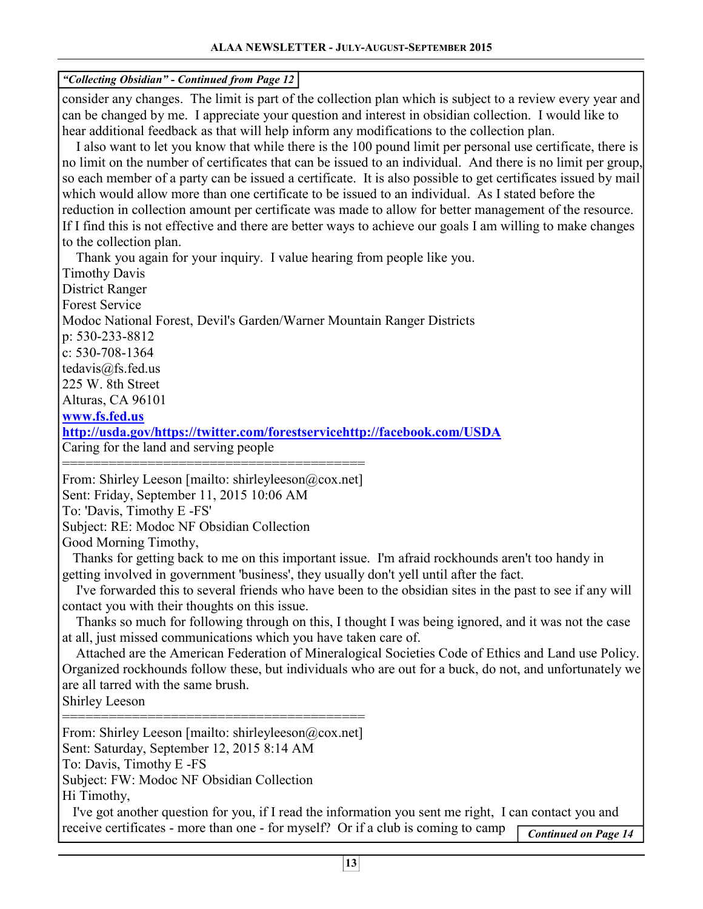***"Collecting Obsidian" - Continued from Page 12***

consider any changes. The limit is part of the collection plan which is subject to a review every year and can be changed by me. I appreciate your question and interest in obsidian collection. I would like to hear additional feedback as that will help inform any modifications to the collection plan.

I also want to let you know that while there is the 100 pound limit per personal use certificate, there is no limit on the number of certificates that can be issued to an individual. And there is no limit per group, so each member of a party can be issued a certificate. It is also possible to get certificates issued by mail which would allow more than one certificate to be issued to an individual. As I stated before the reduction in collection amount per certificate was made to allow for better management of the resource. If I find this is not effective and there are better ways to achieve our goals I am willing to make changes to the collection plan.

Thank you again for your inquiry. I value hearing from people like you.

Timothy Davis
District Ranger
Forest Service
Modoc National Forest, Devil's Garden/Warner Mountain Ranger Districts
p: 530-233-8812
c: 530-708-1364
tedavis@fs.fed.us
225 W. 8th Street
Alturas, CA 96101
**www.fs.fed.us**
**http://usda.gov/https://twitter.com/forestservicehttp://facebook.com/USDA**
Caring for the land and serving people

========================================

From: Shirley Leeson [mailto: shirleyleeson@cox.net]
Sent: Friday, September 11, 2015 10:06 AM
To: 'Davis, Timothy E -FS'
Subject: RE: Modoc NF Obsidian Collection
Good Morning Timothy,

Thanks for getting back to me on this important issue. I'm afraid rockhounds aren't too handy in getting involved in government 'business', they usually don't yell until after the fact.

I've forwarded this to several friends who have been to the obsidian sites in the past to see if any will contact you with their thoughts on this issue.

Thanks so much for following through on this, I thought I was being ignored, and it was not the case at all, just missed communications which you have taken care of.

Attached are the American Federation of Mineralogical Societies Code of Ethics and Land use Policy. Organized rockhounds follow these, but individuals who are out for a buck, do not, and unfortunately we are all tarred with the same brush.

Shirley Leeson

========================================

From: Shirley Leeson [mailto: shirleyleeson@cox.net]
Sent: Saturday, September 12, 2015 8:14 AM
To: Davis, Timothy E -FS
Subject: FW: Modoc NF Obsidian Collection
Hi Timothy,

I've got another question for you, if I read the information you sent me right, I can contact you and receive certificates - more than one - for myself? Or if a club is coming to camp

***Continued on Page 14***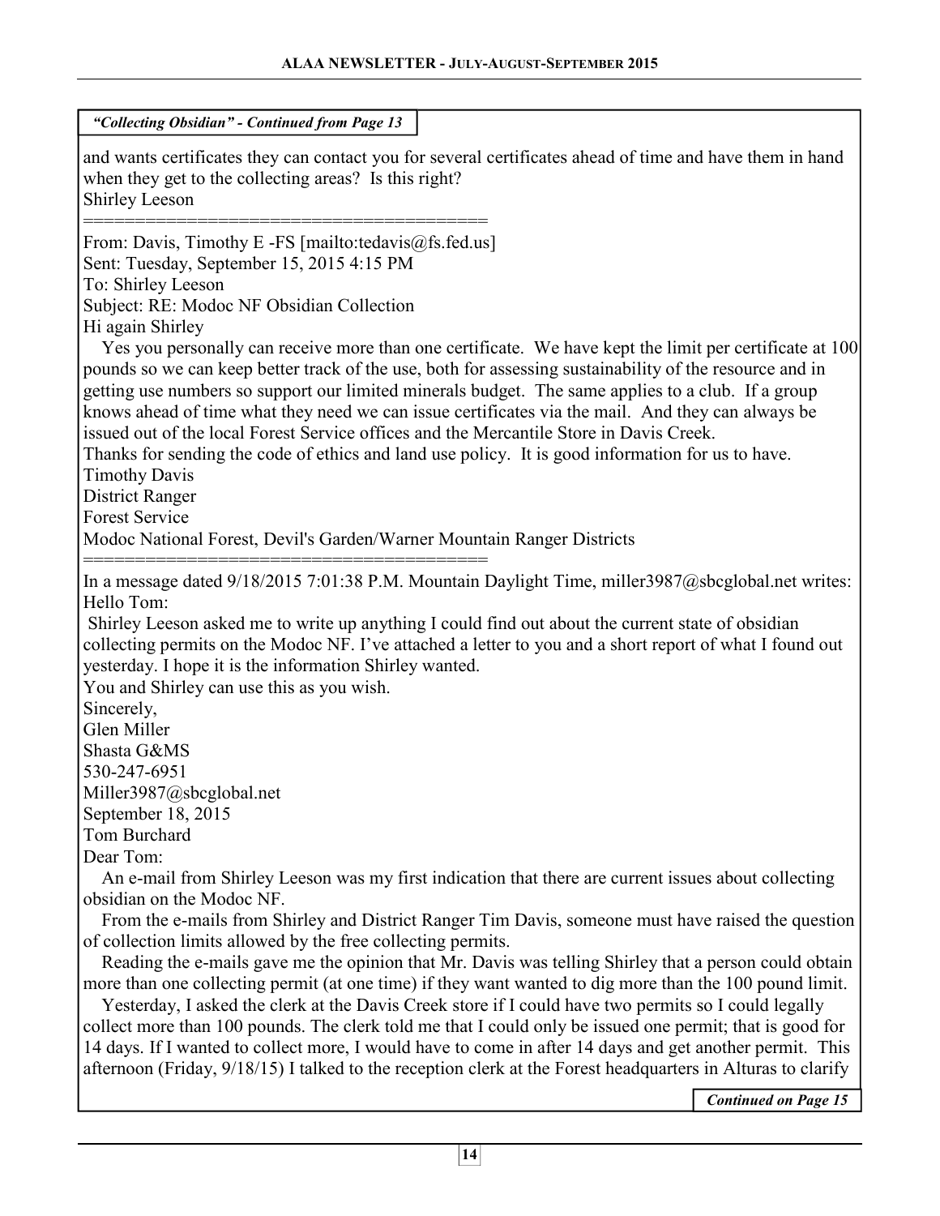*"Collecting Obsidian" - Continued from Page 13*

and wants certificates they can contact you for several certificates ahead of time and have them in hand when they get to the collecting areas? Is this right?
Shirley Leeson

=======================================

From: Davis, Timothy E -FS [mailto:tedavis@fs.fed.us]
Sent: Tuesday, September 15, 2015 4:15 PM
To: Shirley Leeson
Subject: RE: Modoc NF Obsidian Collection
Hi again Shirley

Yes you personally can receive more than one certificate. We have kept the limit per certificate at 100 pounds so we can keep better track of the use, both for assessing sustainability of the resource and in getting use numbers so support our limited minerals budget. The same applies to a club. If a group knows ahead of time what they need we can issue certificates via the mail. And they can always be issued out of the local Forest Service offices and the Mercantile Store in Davis Creek.

Thanks for sending the code of ethics and land use policy. It is good information for us to have.
Timothy Davis
District Ranger
Forest Service
Modoc National Forest, Devil's Garden/Warner Mountain Ranger Districts

=======================================

In a message dated 9/18/2015 7:01:38 P.M. Mountain Daylight Time, miller3987@sbcglobal.net writes:
Hello Tom:

Shirley Leeson asked me to write up anything I could find out about the current state of obsidian collecting permits on the Modoc NF. I've attached a letter to you and a short report of what I found out yesterday. I hope it is the information Shirley wanted.

You and Shirley can use this as you wish.
Sincerely,
Glen Miller
Shasta G&MS
530-247-6951
Miller3987@sbcglobal.net
September 18, 2015
Tom Burchard
Dear Tom:

An e-mail from Shirley Leeson was my first indication that there are current issues about collecting obsidian on the Modoc NF.

From the e-mails from Shirley and District Ranger Tim Davis, someone must have raised the question of collection limits allowed by the free collecting permits.

Reading the e-mails gave me the opinion that Mr. Davis was telling Shirley that a person could obtain more than one collecting permit (at one time) if they want wanted to dig more than the 100 pound limit.

Yesterday, I asked the clerk at the Davis Creek store if I could have two permits so I could legally collect more than 100 pounds. The clerk told me that I could only be issued one permit; that is good for 14 days. If I wanted to collect more, I would have to come in after 14 days and get another permit. This afternoon (Friday, 9/18/15) I talked to the reception clerk at the Forest headquarters in Alturas to clarify

*Continued on Page 15*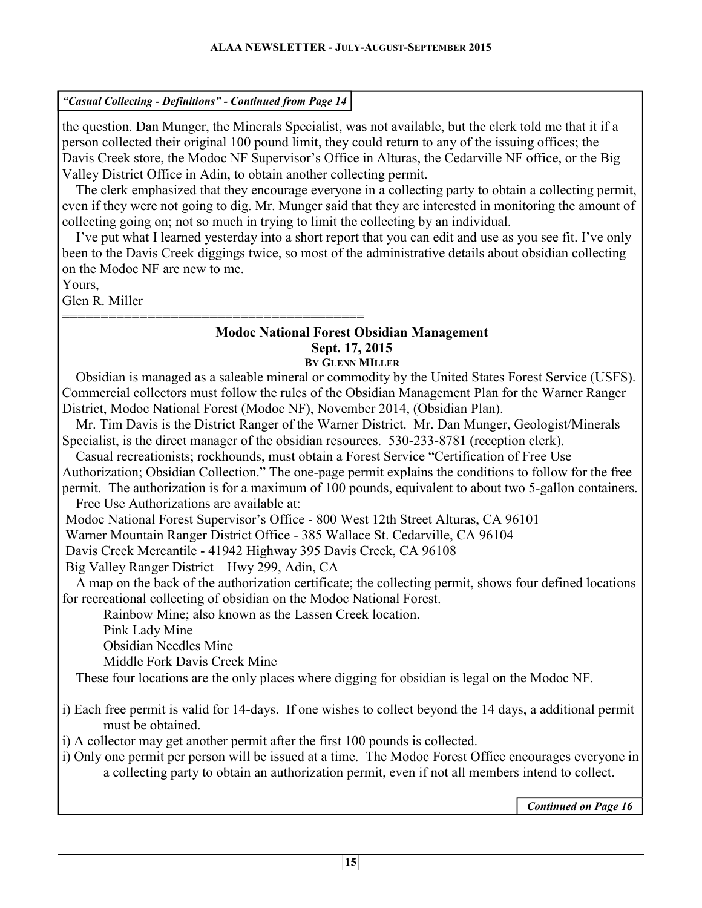*"Casual Collecting - Definitions" - Continued from Page 14*

the question. Dan Munger, the Minerals Specialist, was not available, but the clerk told me that it if a person collected their original 100 pound limit, they could return to any of the issuing offices; the Davis Creek store, the Modoc NF Supervisor's Office in Alturas, the Cedarville NF office, or the Big Valley District Office in Adin, to obtain another collecting permit.

The clerk emphasized that they encourage everyone in a collecting party to obtain a collecting permit, even if they were not going to dig. Mr. Munger said that they are interested in monitoring the amount of collecting going on; not so much in trying to limit the collecting by an individual.

I've put what I learned yesterday into a short report that you can edit and use as you see fit. I've only been to the Davis Creek diggings twice, so most of the administrative details about obsidian collecting on the Modoc NF are new to me.

Yours,
Glen R. Miller

======================================

## Modoc National Forest Obsidian Management

**Sept. 17, 2015**

**By Glenn Miller**

Obsidian is managed as a saleable mineral or commodity by the United States Forest Service (USFS). Commercial collectors must follow the rules of the Obsidian Management Plan for the Warner Ranger District, Modoc National Forest (Modoc NF), November 2014, (Obsidian Plan).

Mr. Tim Davis is the District Ranger of the Warner District. Mr. Dan Munger, Geologist/Minerals Specialist, is the direct manager of the obsidian resources. 530-233-8781 (reception clerk).

Casual recreationists; rockhounds, must obtain a Forest Service "Certification of Free Use Authorization; Obsidian Collection." The one-page permit explains the conditions to follow for the free permit. The authorization is for a maximum of 100 pounds, equivalent to about two 5-gallon containers.

Free Use Authorizations are available at:

Modoc National Forest Supervisor's Office - 800 West 12th Street Alturas, CA 96101
Warner Mountain Ranger District Office - 385 Wallace St. Cedarville, CA 96104
Davis Creek Mercantile - 41942 Highway 395 Davis Creek, CA 96108
Big Valley Ranger District – Hwy 299, Adin, CA

A map on the back of the authorization certificate; the collecting permit, shows four defined locations for recreational collecting of obsidian on the Modoc National Forest.

- Rainbow Mine; also known as the Lassen Creek location.
- Pink Lady Mine
- Obsidian Needles Mine
- Middle Fork Davis Creek Mine

These four locations are the only places where digging for obsidian is legal on the Modoc NF.

i) Each free permit is valid for 14-days. If one wishes to collect beyond the 14 days, a additional permit must be obtained.

i) A collector may get another permit after the first 100 pounds is collected.

i) Only one permit per person will be issued at a time. The Modoc Forest Office encourages everyone in a collecting party to obtain an authorization permit, even if not all members intend to collect.

*Continued on Page 16*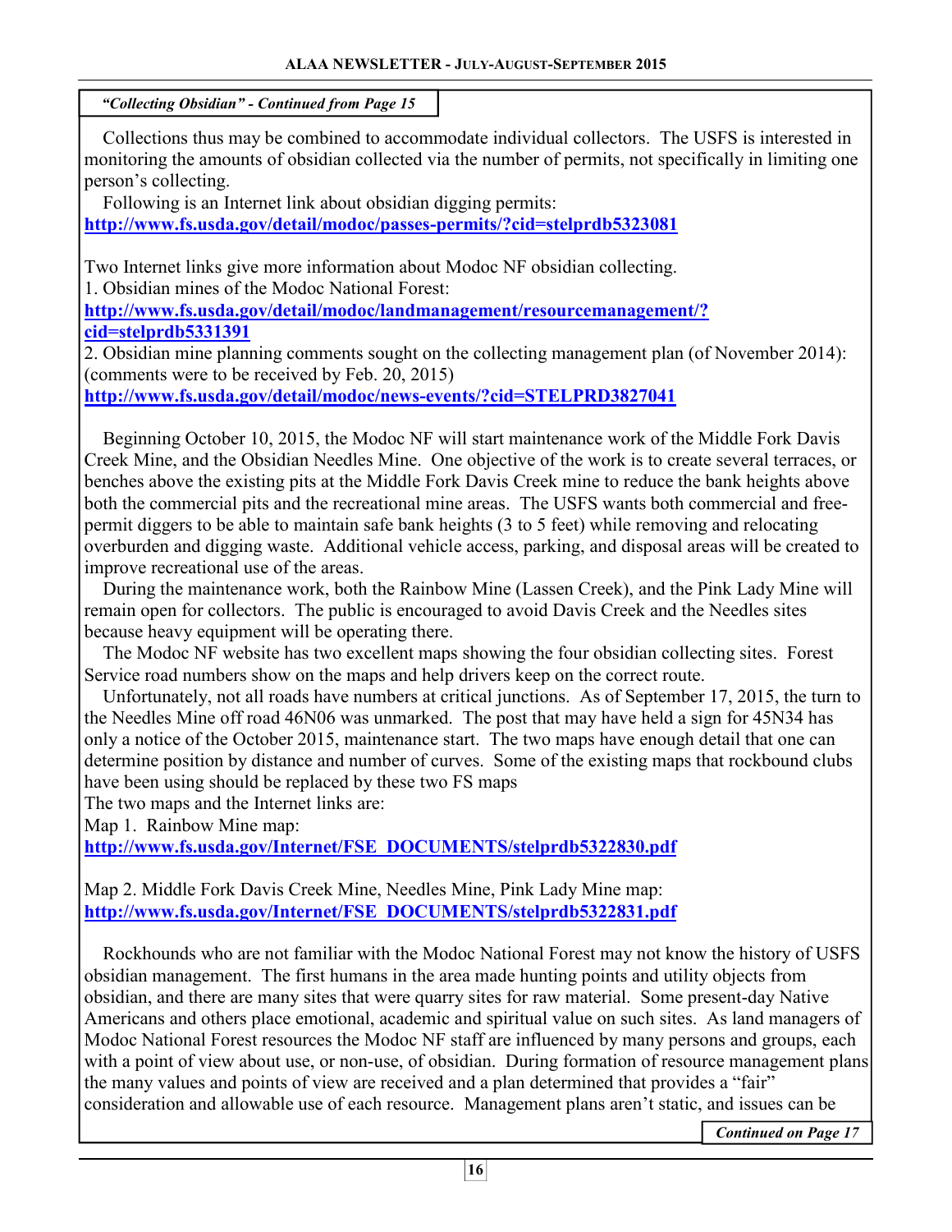*"Collecting Obsidian" - Continued from Page 15*

Collections thus may be combined to accommodate individual collectors. The USFS is interested in monitoring the amounts of obsidian collected via the number of permits, not specifically in limiting one person's collecting.

Following is an Internet link about obsidian digging permits:
**http://www.fs.usda.gov/detail/modoc/passes-permits/?cid=stelprdb5323081**

Two Internet links give more information about Modoc NF obsidian collecting.
1. Obsidian mines of the Modoc National Forest:
**http://www.fs.usda.gov/detail/modoc/landmanagement/resourcemanagement/?cid=stelprdb5331391**
2. Obsidian mine planning comments sought on the collecting management plan (of November 2014): (comments were to be received by Feb. 20, 2015)
**http://www.fs.usda.gov/detail/modoc/news-events/?cid=STELPRD3827041**

Beginning October 10, 2015, the Modoc NF will start maintenance work of the Middle Fork Davis Creek Mine, and the Obsidian Needles Mine. One objective of the work is to create several terraces, or benches above the existing pits at the Middle Fork Davis Creek mine to reduce the bank heights above both the commercial pits and the recreational mine areas. The USFS wants both commercial and free-permit diggers to be able to maintain safe bank heights (3 to 5 feet) while removing and relocating overburden and digging waste. Additional vehicle access, parking, and disposal areas will be created to improve recreational use of the areas.

During the maintenance work, both the Rainbow Mine (Lassen Creek), and the Pink Lady Mine will remain open for collectors. The public is encouraged to avoid Davis Creek and the Needles sites because heavy equipment will be operating there.

The Modoc NF website has two excellent maps showing the four obsidian collecting sites. Forest Service road numbers show on the maps and help drivers keep on the correct route.

Unfortunately, not all roads have numbers at critical junctions. As of September 17, 2015, the turn to the Needles Mine off road 46N06 was unmarked. The post that may have held a sign for 45N34 has only a notice of the October 2015, maintenance start. The two maps have enough detail that one can determine position by distance and number of curves. Some of the existing maps that rockbound clubs have been using should be replaced by these two FS maps

The two maps and the Internet links are:
Map 1. Rainbow Mine map:
**http://www.fs.usda.gov/Internet/FSE_DOCUMENTS/stelprdb5322830.pdf**

Map 2. Middle Fork Davis Creek Mine, Needles Mine, Pink Lady Mine map:
**http://www.fs.usda.gov/Internet/FSE_DOCUMENTS/stelprdb5322831.pdf**

Rockhounds who are not familiar with the Modoc National Forest may not know the history of USFS obsidian management. The first humans in the area made hunting points and utility objects from obsidian, and there are many sites that were quarry sites for raw material. Some present-day Native Americans and others place emotional, academic and spiritual value on such sites. As land managers of Modoc National Forest resources the Modoc NF staff are influenced by many persons and groups, each with a point of view about use, or non-use, of obsidian. During formation of resource management plans the many values and points of view are received and a plan determined that provides a "fair" consideration and allowable use of each resource. Management plans aren't static, and issues can be

*Continued on Page 17*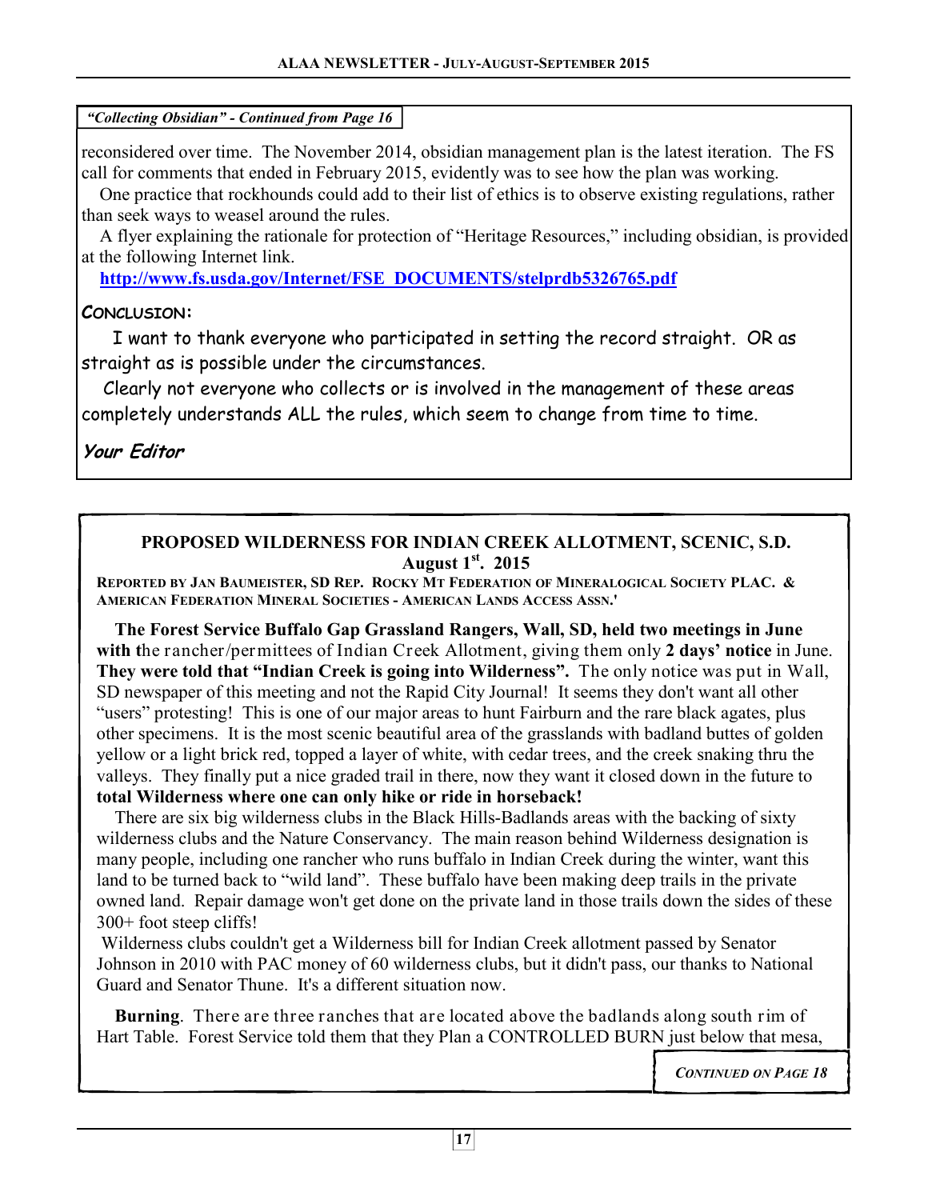*"Collecting Obsidian" - Continued from Page 16*

reconsidered over time. The November 2014, obsidian management plan is the latest iteration. The FS call for comments that ended in February 2015, evidently was to see how the plan was working.

One practice that rockhounds could add to their list of ethics is to observe existing regulations, rather than seek ways to weasel around the rules.

A flyer explaining the rationale for protection of "Heritage Resources," including obsidian, is provided at the following Internet link.

**http://www.fs.usda.gov/Internet/FSE_DOCUMENTS/stelprdb5326765.pdf**

**CONCLUSION:**

I want to thank everyone who participated in setting the record straight. OR as straight as is possible under the circumstances.

Clearly not everyone who collects or is involved in the management of these areas completely understands ALL the rules, which seem to change from time to time.

***Your Editor***

## PROPOSED WILDERNESS FOR INDIAN CREEK ALLOTMENT, SCENIC, S.D.

**August 1st. 2015**

**REPORTED BY JAN BAUMEISTER, SD REP. ROCKY MT FEDERATION OF MINERALOGICAL SOCIETY PLAC. & AMERICAN FEDERATION MINERAL SOCIETIES - AMERICAN LANDS ACCESS ASSN.'**

**The Forest Service Buffalo Gap Grassland Rangers, Wall, SD, held two meetings in June with t**he rancher/permittees of Indian Creek Allotment, giving them only **2 days' notice** in June. **They were told that "Indian Creek is going into Wilderness".** The only notice was put in Wall, SD newspaper of this meeting and not the Rapid City Journal! It seems they don't want all other "users" protesting! This is one of our major areas to hunt Fairburn and the rare black agates, plus other specimens. It is the most scenic beautiful area of the grasslands with badland buttes of golden yellow or a light brick red, topped a layer of white, with cedar trees, and the creek snaking thru the valleys. They finally put a nice graded trail in there, now they want it closed down in the future to **total Wilderness where one can only hike or ride in horseback!**

There are six big wilderness clubs in the Black Hills-Badlands areas with the backing of sixty wilderness clubs and the Nature Conservancy. The main reason behind Wilderness designation is many people, including one rancher who runs buffalo in Indian Creek during the winter, want this land to be turned back to "wild land". These buffalo have been making deep trails in the private owned land. Repair damage won't get done on the private land in those trails down the sides of these 300+ foot steep cliffs!

Wilderness clubs couldn't get a Wilderness bill for Indian Creek allotment passed by Senator Johnson in 2010 with PAC money of 60 wilderness clubs, but it didn't pass, our thanks to National Guard and Senator Thune. It's a different situation now.

**Burning**. There are three ranches that are located above the badlands along south rim of Hart Table. Forest Service told them that they Plan a CONTROLLED BURN just below that mesa,

***CONTINUED ON PAGE 18***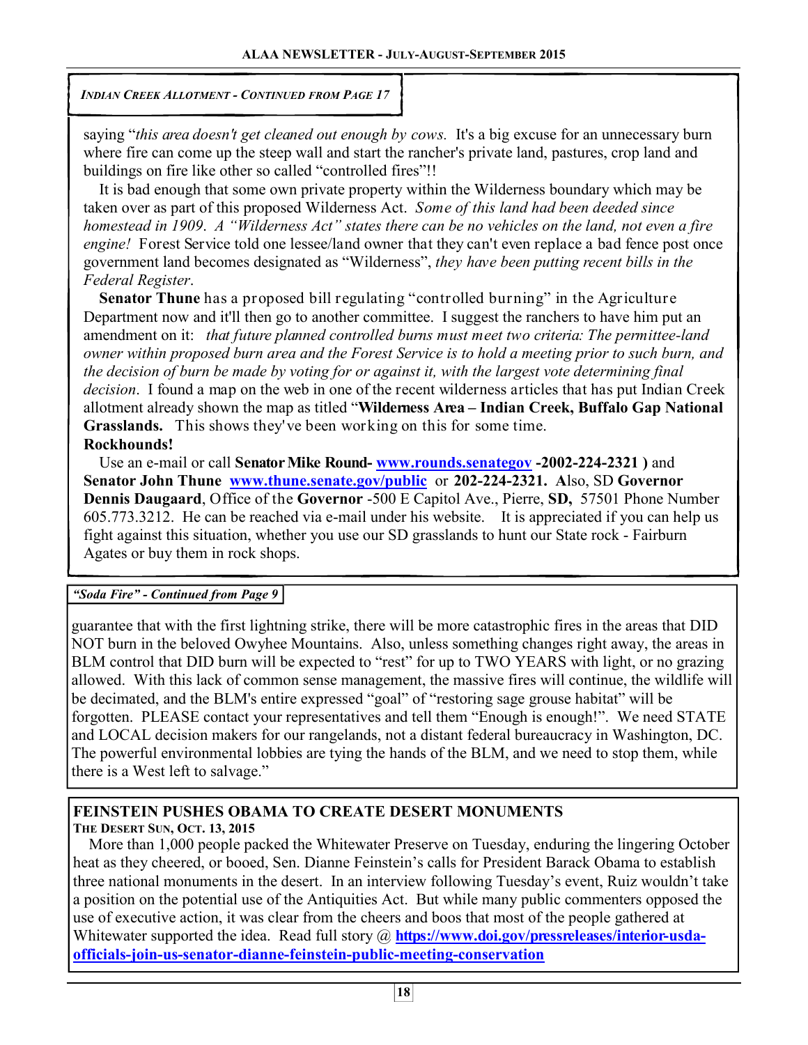*INDIAN CREEK ALLOTMENT - CONTINUED FROM PAGE 17*

saying "*this area doesn't get cleaned out enough by cows.* It's a big excuse for an unnecessary burn where fire can come up the steep wall and start the rancher's private land, pastures, crop land and buildings on fire like other so called "controlled fires"!!

It is bad enough that some own private property within the Wilderness boundary which may be taken over as part of this proposed Wilderness Act. *Some of this land had been deeded since homestead in 1909. A "Wilderness Act" states there can be no vehicles on the land, not even a fire engine!* Forest Service told one lessee/land owner that they can't even replace a bad fence post once government land becomes designated as "Wilderness", *they have been putting recent bills in the Federal Register*.

**Senator Thune** has a proposed bill regulating "controlled burning" in the Agriculture Department now and it'll then go to another committee. I suggest the ranchers to have him put an amendment on it: *that future planned controlled burns must meet two criteria: The permittee-land owner within proposed burn area and the Forest Service is to hold a meeting prior to such burn, and the decision of burn be made by voting for or against it, with the largest vote determining final decision*. I found a map on the web in one of the recent wilderness articles that has put Indian Creek allotment already shown the map as titled "**Wilderness Area – Indian Creek, Buffalo Gap National Grasslands.** This shows they've been working on this for some time.

**Rockhounds!**

Use an e-mail or call **Senator Mike Round- www.rounds.senategov -2002-224-2321 )** and **Senator John Thune www.thune.senate.gov/public** or **202-224-2321.** Also, SD **Governor Dennis Daugaard**, Office of the **Governor** -500 E Capitol Ave., Pierre, **SD,** 57501 Phone Number 605.773.3212. He can be reached via e-mail under his website. It is appreciated if you can help us fight against this situation, whether you use our SD grasslands to hunt our State rock - Fairburn Agates or buy them in rock shops.

***"Soda Fire" - Continued from Page 9***

guarantee that with the first lightning strike, there will be more catastrophic fires in the areas that DID NOT burn in the beloved Owyhee Mountains. Also, unless something changes right away, the areas in BLM control that DID burn will be expected to "rest" for up to TWO YEARS with light, or no grazing allowed. With this lack of common sense management, the massive fires will continue, the wildlife will be decimated, and the BLM's entire expressed "goal" of "restoring sage grouse habitat" will be forgotten. PLEASE contact your representatives and tell them "Enough is enough!". We need STATE and LOCAL decision makers for our rangelands, not a distant federal bureaucracy in Washington, DC. The powerful environmental lobbies are tying the hands of the BLM, and we need to stop them, while there is a West left to salvage."

## FEINSTEIN PUSHES OBAMA TO CREATE DESERT MONUMENTS

**THE DESERT SUN, OCT. 13, 2015**

More than 1,000 people packed the Whitewater Preserve on Tuesday, enduring the lingering October heat as they cheered, or booed, Sen. Dianne Feinstein's calls for President Barack Obama to establish three national monuments in the desert. In an interview following Tuesday's event, Ruiz wouldn't take a position on the potential use of the Antiquities Act. But while many public commenters opposed the use of executive action, it was clear from the cheers and boos that most of the people gathered at Whitewater supported the idea. Read full story @ **https://www.doi.gov/pressreleases/interior-usda-officials-join-us-senator-dianne-feinstein-public-meeting-conservation**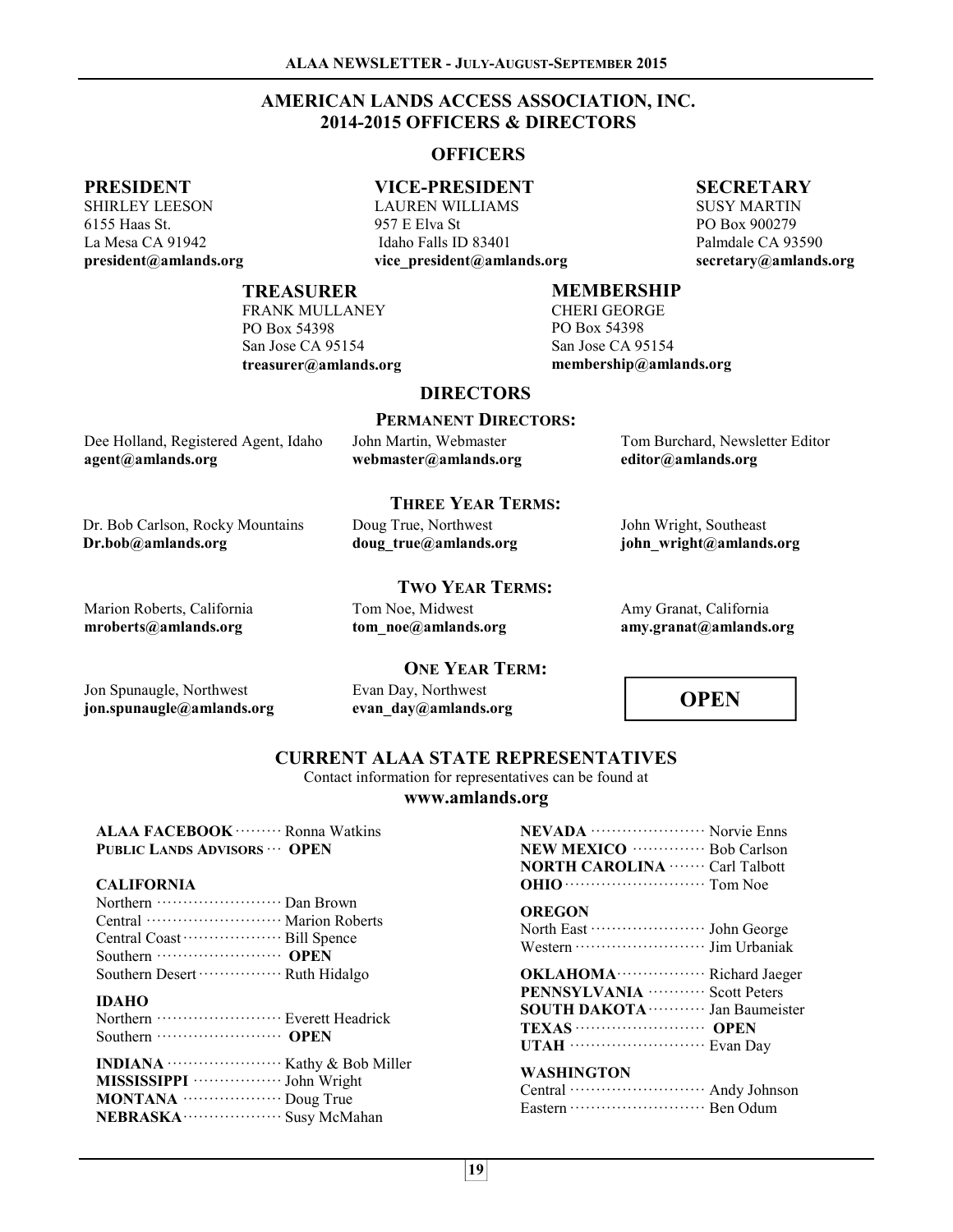# AMERICAN LANDS ACCESS ASSOCIATION, INC.
# 2014-2015 OFFICERS & DIRECTORS

## OFFICERS

**PRESIDENT**
SHIRLEY LEESON
6155 Haas St.
La Mesa CA 91942
**president@amlands.org**

**VICE-PRESIDENT**
LAUREN WILLIAMS
957 E Elva St
Idaho Falls ID 83401
**vice_president@amlands.org**

**SECRETARY**
SUSY MARTIN
PO Box 900279
Palmdale CA 93590
**secretary@amlands.org**

**TREASURER**
FRANK MULLANEY
PO Box 54398
San Jose CA 95154
**treasurer@amlands.org**

**MEMBERSHIP**
CHERI GEORGE
PO Box 54398
San Jose CA 95154
**membership@amlands.org**

## DIRECTORS

### PERMANENT DIRECTORS:

Dee Holland, Registered Agent, Idaho
**agent@amlands.org**

John Martin, Webmaster
**webmaster@amlands.org**

Tom Burchard, Newsletter Editor
**editor@amlands.org**

### THREE YEAR TERMS:

Dr. Bob Carlson, Rocky Mountains
**Dr.bob@amlands.org**

Doug True, Northwest
**doug_true@amlands.org**

John Wright, Southeast
**john_wright@amlands.org**

### TWO YEAR TERMS:

Marion Roberts, California
**mroberts@amlands.org**

Tom Noe, Midwest
**tom_noe@amlands.org**

Amy Granat, California
**amy.granat@amlands.org**

### ONE YEAR TERM:

Jon Spunaugle, Northwest
**jon.spunaugle@amlands.org**

Evan Day, Northwest
**evan_day@amlands.org**

**OPEN**

## CURRENT ALAA STATE REPRESENTATIVES

Contact information for representatives can be found at
**www.amlands.org**

**ALAA FACEBOOK** ········· Ronna Watkins
**PUBLIC LANDS ADVISORS** ··· **OPEN**

**CALIFORNIA**
Northern ························ Dan Brown
Central ·························· Marion Roberts
Central Coast ··················· Bill Spence
Southern ························ **OPEN**
Southern Desert ················ Ruth Hidalgo

**IDAHO**
Northern ························ Everett Headrick
Southern ························ **OPEN**

**INDIANA** ······················ Kathy & Bob Miller
**MISSISSIPPI** ················· John Wright
**MONTANA** ··················· Doug True
**NEBRASKA** ··················· Susy McMahan
**NEVADA** ······················ Norvie Enns
**NEW MEXICO** ·············· Bob Carlson
**NORTH CAROLINA** ······· Carl Talbott
**OHIO** ··························· Tom Noe

**OREGON**
North East ······················ John George
Western ························· Jim Urbaniak

**OKLAHOMA** ················· Richard Jaeger
**PENNSYLVANIA** ··········· Scott Peters
**SOUTH DAKOTA** ··········· Jan Baumeister
**TEXAS** ························· **OPEN**
**UTAH** ·························· Evan Day

**WASHINGTON**
Central ·························· Andy Johnson
Eastern ·························· Ben Odum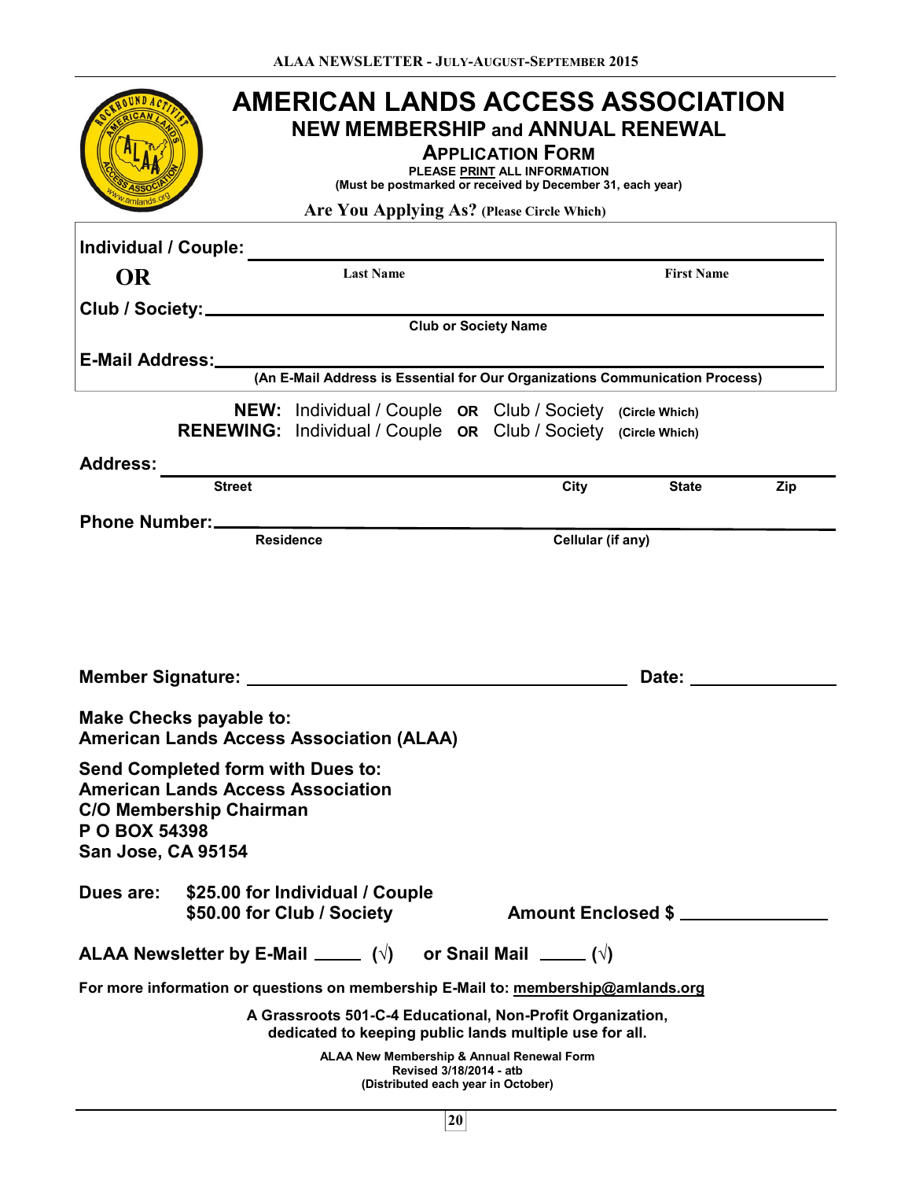# AMERICAN LANDS ACCESS ASSOCIATION

## NEW MEMBERSHIP and ANNUAL RENEWAL

### APPLICATION FORM

**PLEASE PRINT ALL INFORMATION**

**(Must be postmarked or received by December 31, each year)**

**Are You Applying As? (Please Circle Which)**

**Individual / Couple:** ______________________________________________

Last Name First Name

**OR**

**Club / Society:** ______________________________________________

Club or Society Name

**E-Mail Address:** ______________________________________________

(An E-Mail Address is Essential for Our Organizations Communication Process)

**NEW:** Individual / Couple **OR** Club / Society **(Circle Which)**
**RENEWING:** Individual / Couple **OR** Club / Society **(Circle Which)**

**Address:** ______________________________________________

Street City State Zip

**Phone Number:** ______________________________________________

Residence Cellular (if any)

**Member Signature:** ______________________________ **Date:** ______________

**Make Checks payable to:**
**American Lands Access Association (ALAA)**

**Send Completed form with Dues to:**
**American Lands Access Association**
**C/O Membership Chairman**
**P O BOX 54398**
**San Jose, CA 95154**

**Dues are: $25.00 for Individual / Couple**
**$50.00 for Club / Society** **Amount Enclosed $** ______________

**ALAA Newsletter by E-Mail _____ (√) or Snail Mail _____ (√)**

**For more information or questions on membership E-Mail to: membership@amlands.org**

**A Grassroots 501-C-4 Educational, Non-Profit Organization, dedicated to keeping public lands multiple use for all.**

ALAA New Membership & Annual Renewal Form
Revised 3/18/2014 - atb
(Distributed each year in October)